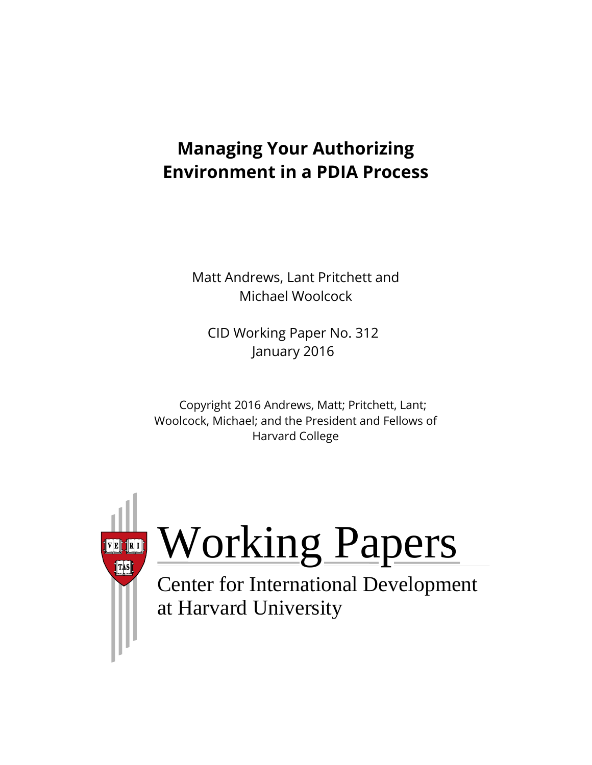# Managing Your Authorizing Environment in a PDIA Process

Matt Andrews, Lant Pritchett and Michael Woolcock

CID Working Paper No. 312
January 2016

Copyright 2016 Andrews, Matt; Pritchett, Lant; Woolcock, Michael; and the President and Fellows of Harvard College

Working Papers

Center for International Development at Harvard University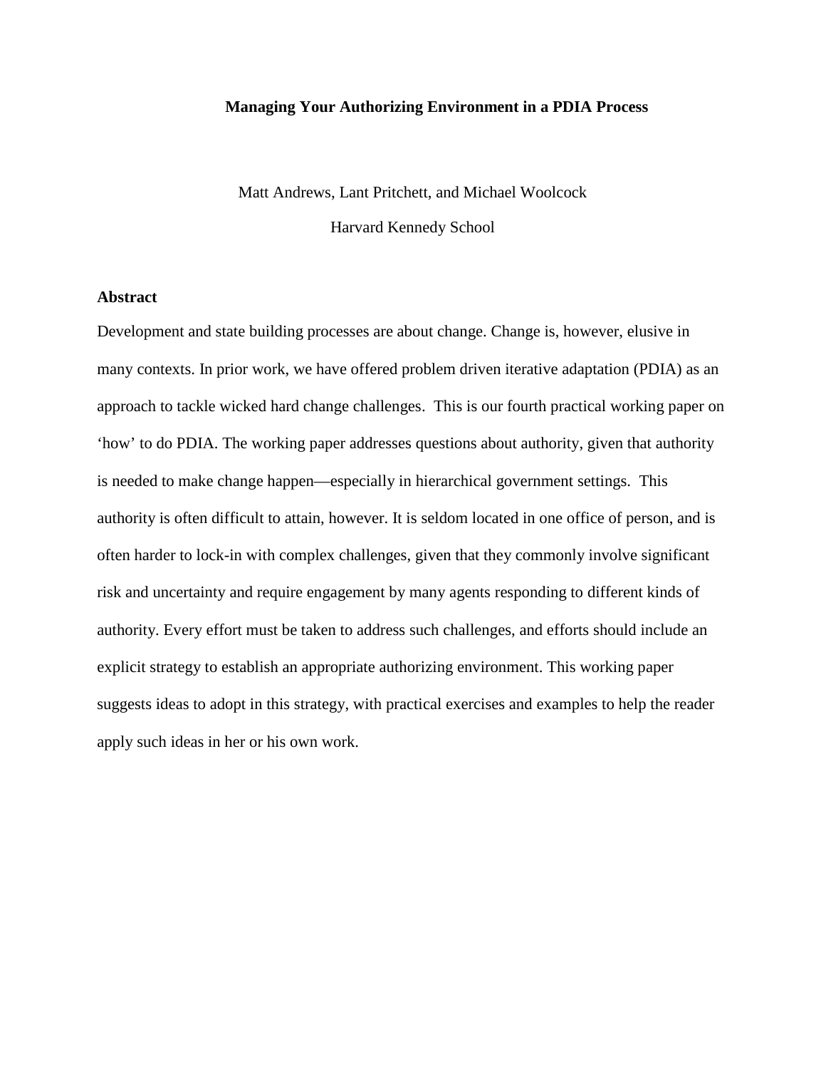# Managing Your Authorizing Environment in a PDIA Process

Matt Andrews, Lant Pritchett, and Michael Woolcock

Harvard Kennedy School

## Abstract

Development and state building processes are about change. Change is, however, elusive in many contexts. In prior work, we have offered problem driven iterative adaptation (PDIA) as an approach to tackle wicked hard change challenges. This is our fourth practical working paper on 'how' to do PDIA. The working paper addresses questions about authority, given that authority is needed to make change happen—especially in hierarchical government settings. This authority is often difficult to attain, however. It is seldom located in one office of person, and is often harder to lock-in with complex challenges, given that they commonly involve significant risk and uncertainty and require engagement by many agents responding to different kinds of authority. Every effort must be taken to address such challenges, and efforts should include an explicit strategy to establish an appropriate authorizing environment. This working paper suggests ideas to adopt in this strategy, with practical exercises and examples to help the reader apply such ideas in her or his own work.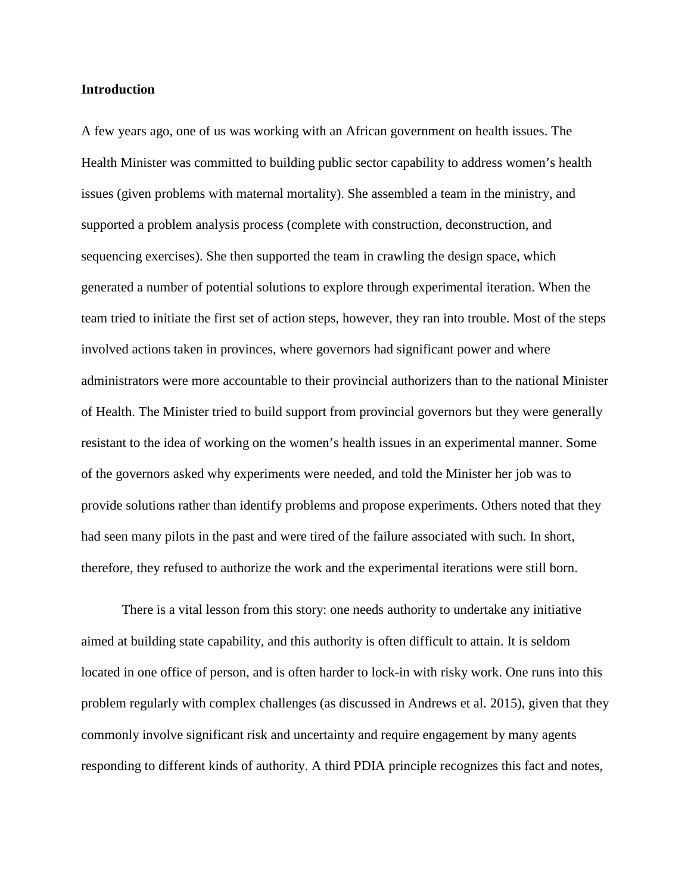**Introduction**

A few years ago, one of us was working with an African government on health issues. The Health Minister was committed to building public sector capability to address women's health issues (given problems with maternal mortality). She assembled a team in the ministry, and supported a problem analysis process (complete with construction, deconstruction, and sequencing exercises). She then supported the team in crawling the design space, which generated a number of potential solutions to explore through experimental iteration. When the team tried to initiate the first set of action steps, however, they ran into trouble. Most of the steps involved actions taken in provinces, where governors had significant power and where administrators were more accountable to their provincial authorizers than to the national Minister of Health. The Minister tried to build support from provincial governors but they were generally resistant to the idea of working on the women's health issues in an experimental manner. Some of the governors asked why experiments were needed, and told the Minister her job was to provide solutions rather than identify problems and propose experiments. Others noted that they had seen many pilots in the past and were tired of the failure associated with such. In short, therefore, they refused to authorize the work and the experimental iterations were still born.

There is a vital lesson from this story: one needs authority to undertake any initiative aimed at building state capability, and this authority is often difficult to attain. It is seldom located in one office of person, and is often harder to lock-in with risky work. One runs into this problem regularly with complex challenges (as discussed in Andrews et al. 2015), given that they commonly involve significant risk and uncertainty and require engagement by many agents responding to different kinds of authority. A third PDIA principle recognizes this fact and notes,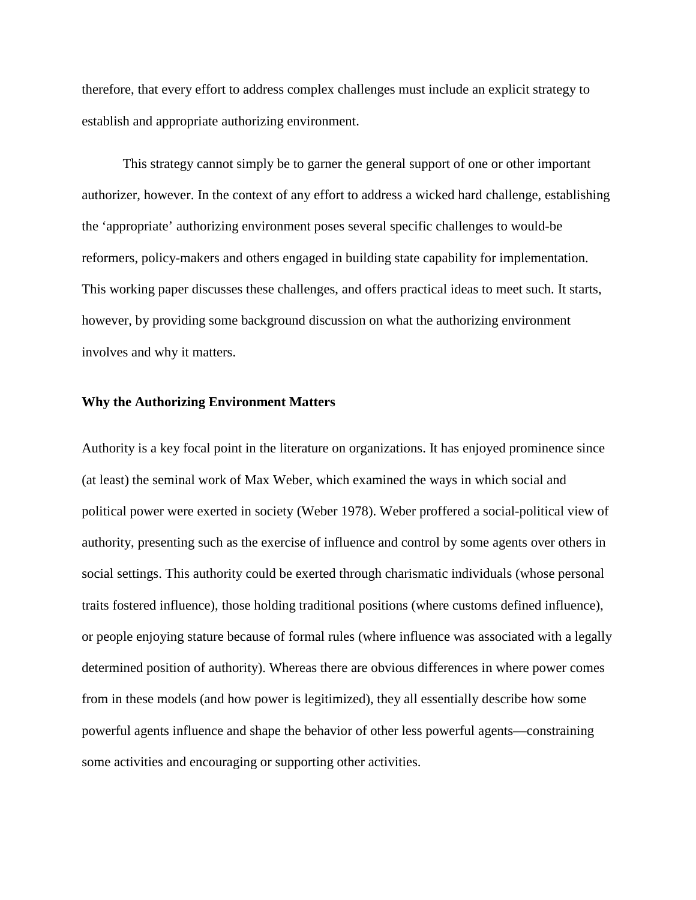therefore, that every effort to address complex challenges must include an explicit strategy to establish and appropriate authorizing environment.

This strategy cannot simply be to garner the general support of one or other important authorizer, however. In the context of any effort to address a wicked hard challenge, establishing the 'appropriate' authorizing environment poses several specific challenges to would-be reformers, policy-makers and others engaged in building state capability for implementation. This working paper discusses these challenges, and offers practical ideas to meet such. It starts, however, by providing some background discussion on what the authorizing environment involves and why it matters.

**Why the Authorizing Environment Matters**

Authority is a key focal point in the literature on organizations. It has enjoyed prominence since (at least) the seminal work of Max Weber, which examined the ways in which social and political power were exerted in society (Weber 1978). Weber proffered a social-political view of authority, presenting such as the exercise of influence and control by some agents over others in social settings. This authority could be exerted through charismatic individuals (whose personal traits fostered influence), those holding traditional positions (where customs defined influence), or people enjoying stature because of formal rules (where influence was associated with a legally determined position of authority). Whereas there are obvious differences in where power comes from in these models (and how power is legitimized), they all essentially describe how some powerful agents influence and shape the behavior of other less powerful agents—constraining some activities and encouraging or supporting other activities.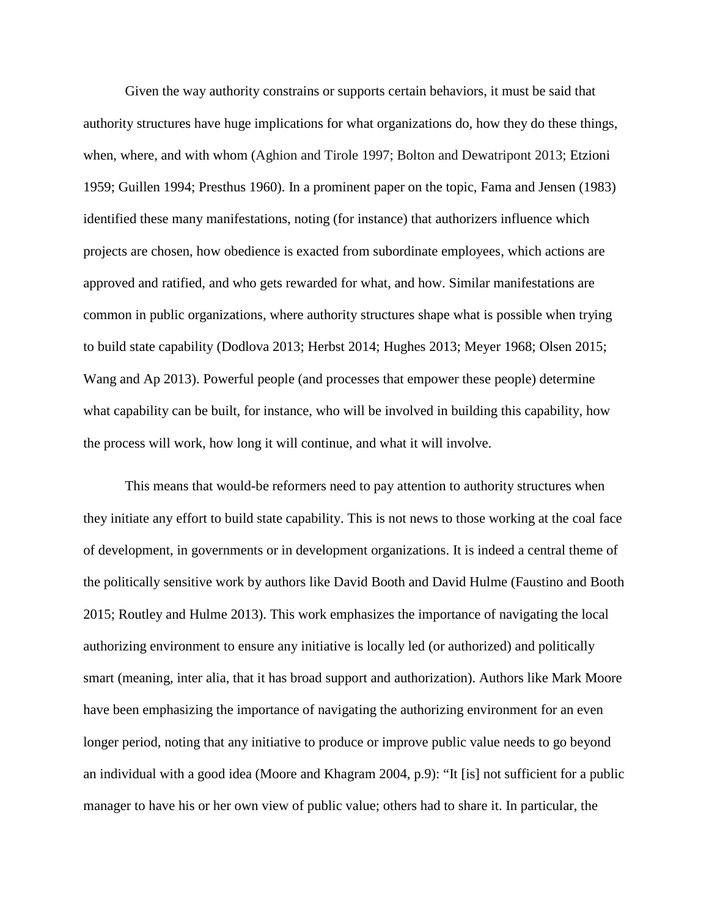Given the way authority constrains or supports certain behaviors, it must be said that authority structures have huge implications for what organizations do, how they do these things, when, where, and with whom (Aghion and Tirole 1997; Bolton and Dewatripont 2013; Etzioni 1959; Guillen 1994; Presthus 1960). In a prominent paper on the topic, Fama and Jensen (1983) identified these many manifestations, noting (for instance) that authorizers influence which projects are chosen, how obedience is exacted from subordinate employees, which actions are approved and ratified, and who gets rewarded for what, and how. Similar manifestations are common in public organizations, where authority structures shape what is possible when trying to build state capability (Dodlova 2013; Herbst 2014; Hughes 2013; Meyer 1968; Olsen 2015; Wang and Ap 2013). Powerful people (and processes that empower these people) determine what capability can be built, for instance, who will be involved in building this capability, how the process will work, how long it will continue, and what it will involve.

This means that would-be reformers need to pay attention to authority structures when they initiate any effort to build state capability. This is not news to those working at the coal face of development, in governments or in development organizations. It is indeed a central theme of the politically sensitive work by authors like David Booth and David Hulme (Faustino and Booth 2015; Routley and Hulme 2013). This work emphasizes the importance of navigating the local authorizing environment to ensure any initiative is locally led (or authorized) and politically smart (meaning, inter alia, that it has broad support and authorization). Authors like Mark Moore have been emphasizing the importance of navigating the authorizing environment for an even longer period, noting that any initiative to produce or improve public value needs to go beyond an individual with a good idea (Moore and Khagram 2004, p.9): "It [is] not sufficient for a public manager to have his or her own view of public value; others had to share it. In particular, the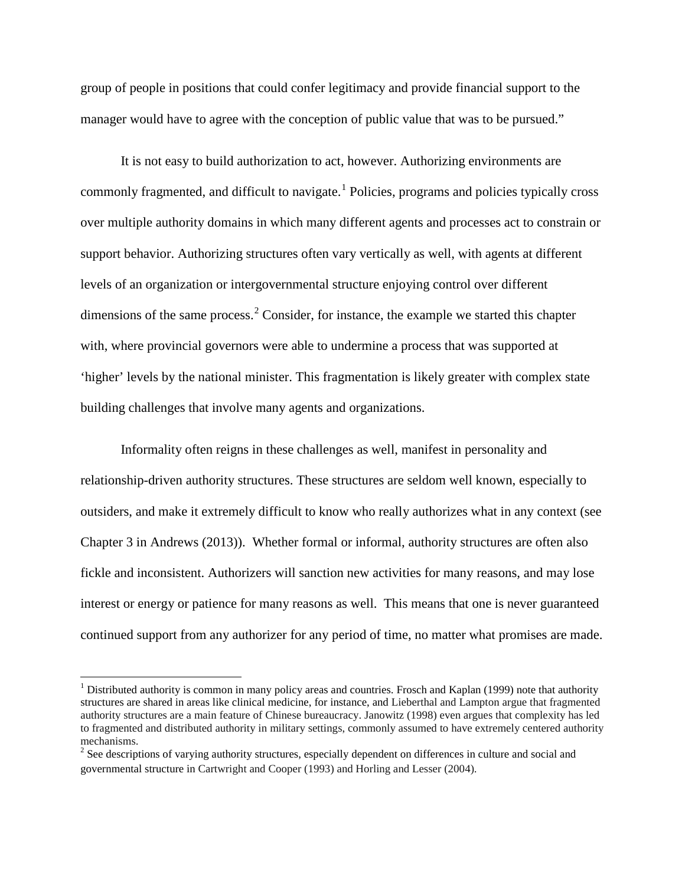group of people in positions that could confer legitimacy and provide financial support to the manager would have to agree with the conception of public value that was to be pursued."

It is not easy to build authorization to act, however. Authorizing environments are commonly fragmented, and difficult to navigate.[1] Policies, programs and policies typically cross over multiple authority domains in which many different agents and processes act to constrain or support behavior. Authorizing structures often vary vertically as well, with agents at different levels of an organization or intergovernmental structure enjoying control over different dimensions of the same process.[2] Consider, for instance, the example we started this chapter with, where provincial governors were able to undermine a process that was supported at 'higher' levels by the national minister. This fragmentation is likely greater with complex state building challenges that involve many agents and organizations.

Informality often reigns in these challenges as well, manifest in personality and relationship-driven authority structures. These structures are seldom well known, especially to outsiders, and make it extremely difficult to know who really authorizes what in any context (see Chapter 3 in Andrews (2013)). Whether formal or informal, authority structures are often also fickle and inconsistent. Authorizers will sanction new activities for many reasons, and may lose interest or energy or patience for many reasons as well. This means that one is never guaranteed continued support from any authorizer for any period of time, no matter what promises are made.

---

[1] Distributed authority is common in many policy areas and countries. Frosch and Kaplan (1999) note that authority structures are shared in areas like clinical medicine, for instance, and Lieberthal and Lampton argue that fragmented authority structures are a main feature of Chinese bureaucracy. Janowitz (1998) even argues that complexity has led to fragmented and distributed authority in military settings, commonly assumed to have extremely centered authority mechanisms.

[2] See descriptions of varying authority structures, especially dependent on differences in culture and social and governmental structure in Cartwright and Cooper (1993) and Horling and Lesser (2004).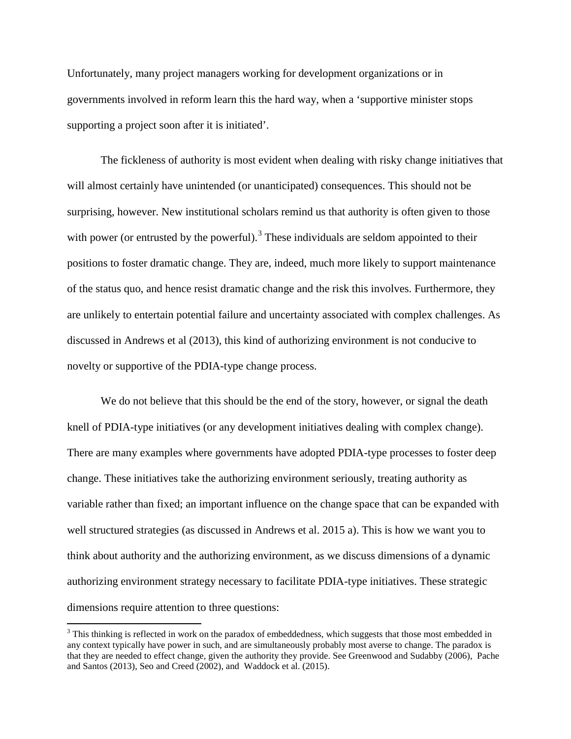Unfortunately, many project managers working for development organizations or in governments involved in reform learn this the hard way, when a 'supportive minister stops supporting a project soon after it is initiated'.

The fickleness of authority is most evident when dealing with risky change initiatives that will almost certainly have unintended (or unanticipated) consequences. This should not be surprising, however. New institutional scholars remind us that authority is often given to those with power (or entrusted by the powerful).[3] These individuals are seldom appointed to their positions to foster dramatic change. They are, indeed, much more likely to support maintenance of the status quo, and hence resist dramatic change and the risk this involves. Furthermore, they are unlikely to entertain potential failure and uncertainty associated with complex challenges. As discussed in Andrews et al (2013), this kind of authorizing environment is not conducive to novelty or supportive of the PDIA-type change process.

We do not believe that this should be the end of the story, however, or signal the death knell of PDIA-type initiatives (or any development initiatives dealing with complex change). There are many examples where governments have adopted PDIA-type processes to foster deep change. These initiatives take the authorizing environment seriously, treating authority as variable rather than fixed; an important influence on the change space that can be expanded with well structured strategies (as discussed in Andrews et al. 2015 a). This is how we want you to think about authority and the authorizing environment, as we discuss dimensions of a dynamic authorizing environment strategy necessary to facilitate PDIA-type initiatives. These strategic dimensions require attention to three questions:

[3] This thinking is reflected in work on the paradox of embeddedness, which suggests that those most embedded in any context typically have power in such, and are simultaneously probably most averse to change. The paradox is that they are needed to effect change, given the authority they provide. See Greenwood and Sudabby (2006), Pache and Santos (2013), Seo and Creed (2002), and Waddock et al. (2015).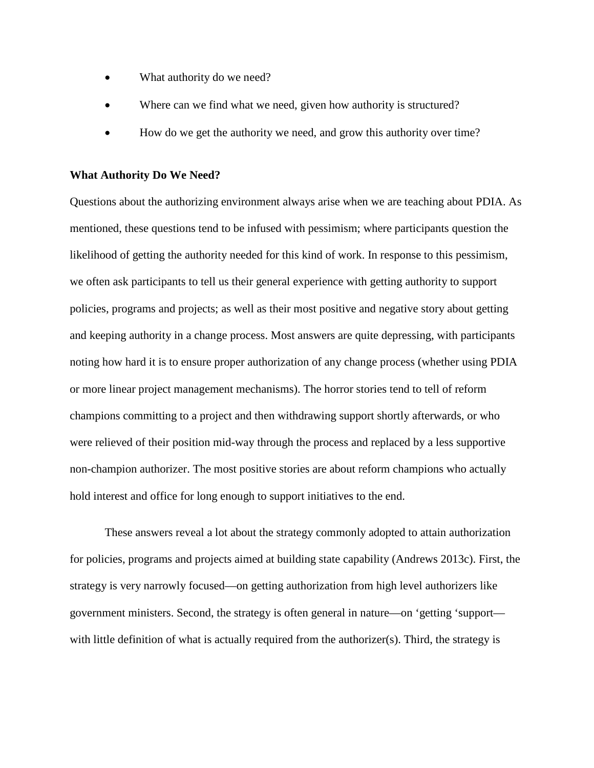- What authority do we need?
- Where can we find what we need, given how authority is structured?
- How do we get the authority we need, and grow this authority over time?

**What Authority Do We Need?**

Questions about the authorizing environment always arise when we are teaching about PDIA. As mentioned, these questions tend to be infused with pessimism; where participants question the likelihood of getting the authority needed for this kind of work. In response to this pessimism, we often ask participants to tell us their general experience with getting authority to support policies, programs and projects; as well as their most positive and negative story about getting and keeping authority in a change process. Most answers are quite depressing, with participants noting how hard it is to ensure proper authorization of any change process (whether using PDIA or more linear project management mechanisms). The horror stories tend to tell of reform champions committing to a project and then withdrawing support shortly afterwards, or who were relieved of their position mid-way through the process and replaced by a less supportive non-champion authorizer. The most positive stories are about reform champions who actually hold interest and office for long enough to support initiatives to the end.

These answers reveal a lot about the strategy commonly adopted to attain authorization for policies, programs and projects aimed at building state capability (Andrews 2013c). First, the strategy is very narrowly focused—on getting authorization from high level authorizers like government ministers. Second, the strategy is often general in nature—on 'getting 'support—with little definition of what is actually required from the authorizer(s). Third, the strategy is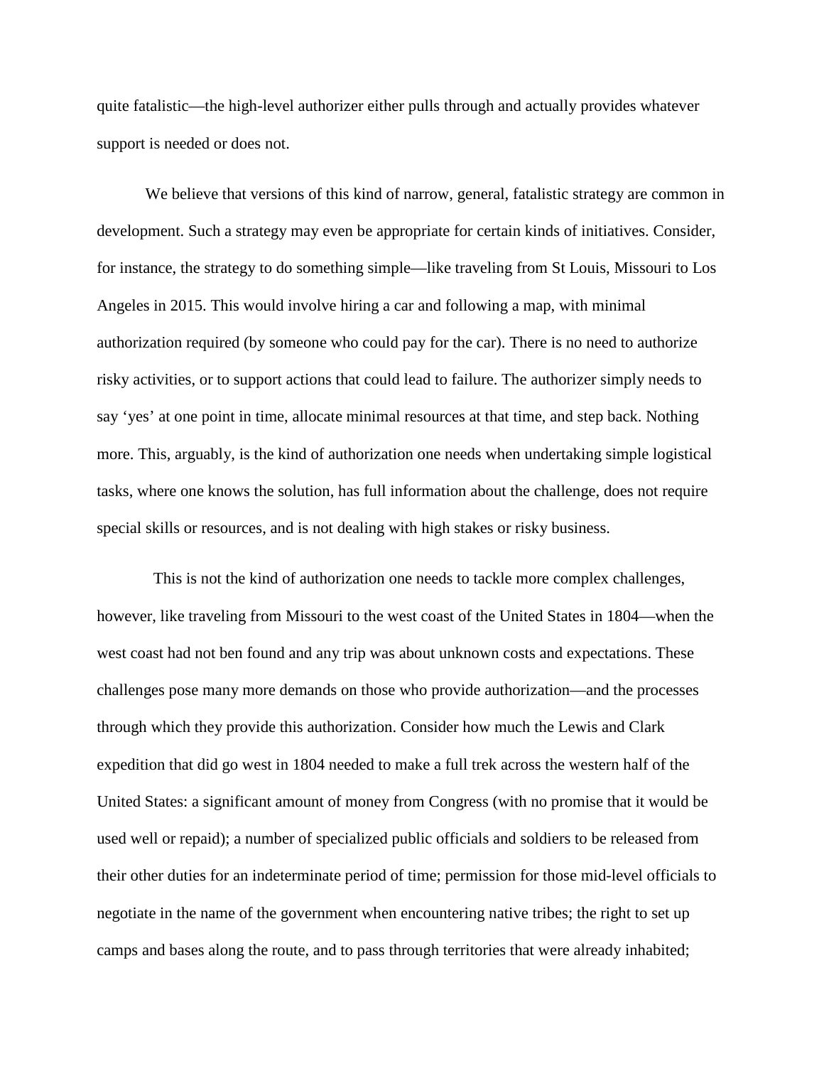quite fatalistic—the high-level authorizer either pulls through and actually provides whatever support is needed or does not.

We believe that versions of this kind of narrow, general, fatalistic strategy are common in development. Such a strategy may even be appropriate for certain kinds of initiatives. Consider, for instance, the strategy to do something simple—like traveling from St Louis, Missouri to Los Angeles in 2015. This would involve hiring a car and following a map, with minimal authorization required (by someone who could pay for the car). There is no need to authorize risky activities, or to support actions that could lead to failure. The authorizer simply needs to say 'yes' at one point in time, allocate minimal resources at that time, and step back. Nothing more. This, arguably, is the kind of authorization one needs when undertaking simple logistical tasks, where one knows the solution, has full information about the challenge, does not require special skills or resources, and is not dealing with high stakes or risky business.

This is not the kind of authorization one needs to tackle more complex challenges, however, like traveling from Missouri to the west coast of the United States in 1804—when the west coast had not ben found and any trip was about unknown costs and expectations. These challenges pose many more demands on those who provide authorization—and the processes through which they provide this authorization. Consider how much the Lewis and Clark expedition that did go west in 1804 needed to make a full trek across the western half of the United States: a significant amount of money from Congress (with no promise that it would be used well or repaid); a number of specialized public officials and soldiers to be released from their other duties for an indeterminate period of time; permission for those mid-level officials to negotiate in the name of the government when encountering native tribes; the right to set up camps and bases along the route, and to pass through territories that were already inhabited;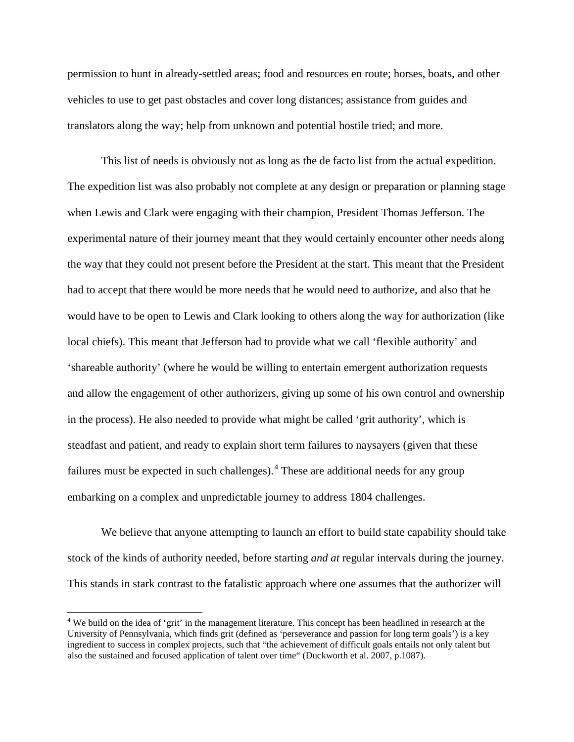permission to hunt in already-settled areas; food and resources en route; horses, boats, and other vehicles to use to get past obstacles and cover long distances; assistance from guides and translators along the way; help from unknown and potential hostile tried; and more.

This list of needs is obviously not as long as the de facto list from the actual expedition. The expedition list was also probably not complete at any design or preparation or planning stage when Lewis and Clark were engaging with their champion, President Thomas Jefferson. The experimental nature of their journey meant that they would certainly encounter other needs along the way that they could not present before the President at the start. This meant that the President had to accept that there would be more needs that he would need to authorize, and also that he would have to be open to Lewis and Clark looking to others along the way for authorization (like local chiefs). This meant that Jefferson had to provide what we call 'flexible authority' and 'shareable authority' (where he would be willing to entertain emergent authorization requests and allow the engagement of other authorizers, giving up some of his own control and ownership in the process). He also needed to provide what might be called 'grit authority', which is steadfast and patient, and ready to explain short term failures to naysayers (given that these failures must be expected in such challenges).[4] These are additional needs for any group embarking on a complex and unpredictable journey to address 1804 challenges.

We believe that anyone attempting to launch an effort to build state capability should take stock of the kinds of authority needed, before starting *and at* regular intervals during the journey. This stands in stark contrast to the fatalistic approach where one assumes that the authorizer will

[4] We build on the idea of 'grit' in the management literature. This concept has been headlined in research at the University of Pennsylvania, which finds grit (defined as 'perseverance and passion for long term goals') is a key ingredient to success in complex projects, such that "the achievement of difficult goals entails not only talent but also the sustained and focused application of talent over time" (Duckworth et al. 2007, p.1087).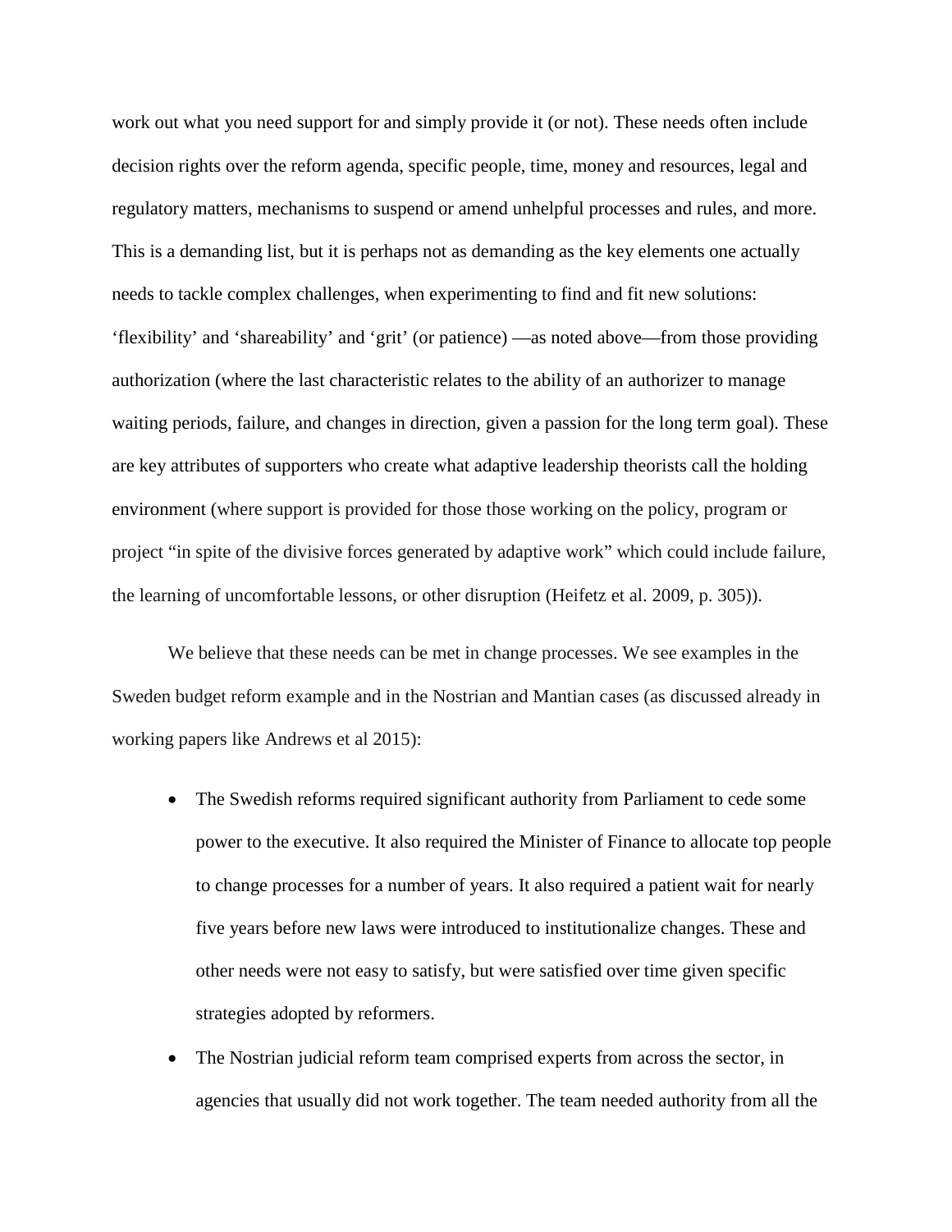work out what you need support for and simply provide it (or not). These needs often include decision rights over the reform agenda, specific people, time, money and resources, legal and regulatory matters, mechanisms to suspend or amend unhelpful processes and rules, and more. This is a demanding list, but it is perhaps not as demanding as the key elements one actually needs to tackle complex challenges, when experimenting to find and fit new solutions: 'flexibility' and 'shareability' and 'grit' (or patience) —as noted above—from those providing authorization (where the last characteristic relates to the ability of an authorizer to manage waiting periods, failure, and changes in direction, given a passion for the long term goal). These are key attributes of supporters who create what adaptive leadership theorists call the holding environment (where support is provided for those those working on the policy, program or project "in spite of the divisive forces generated by adaptive work" which could include failure, the learning of uncomfortable lessons, or other disruption (Heifetz et al. 2009, p. 305)).

We believe that these needs can be met in change processes. We see examples in the Sweden budget reform example and in the Nostrian and Mantian cases (as discussed already in working papers like Andrews et al 2015):

- The Swedish reforms required significant authority from Parliament to cede some power to the executive. It also required the Minister of Finance to allocate top people to change processes for a number of years. It also required a patient wait for nearly five years before new laws were introduced to institutionalize changes. These and other needs were not easy to satisfy, but were satisfied over time given specific strategies adopted by reformers.
- The Nostrian judicial reform team comprised experts from across the sector, in agencies that usually did not work together. The team needed authority from all the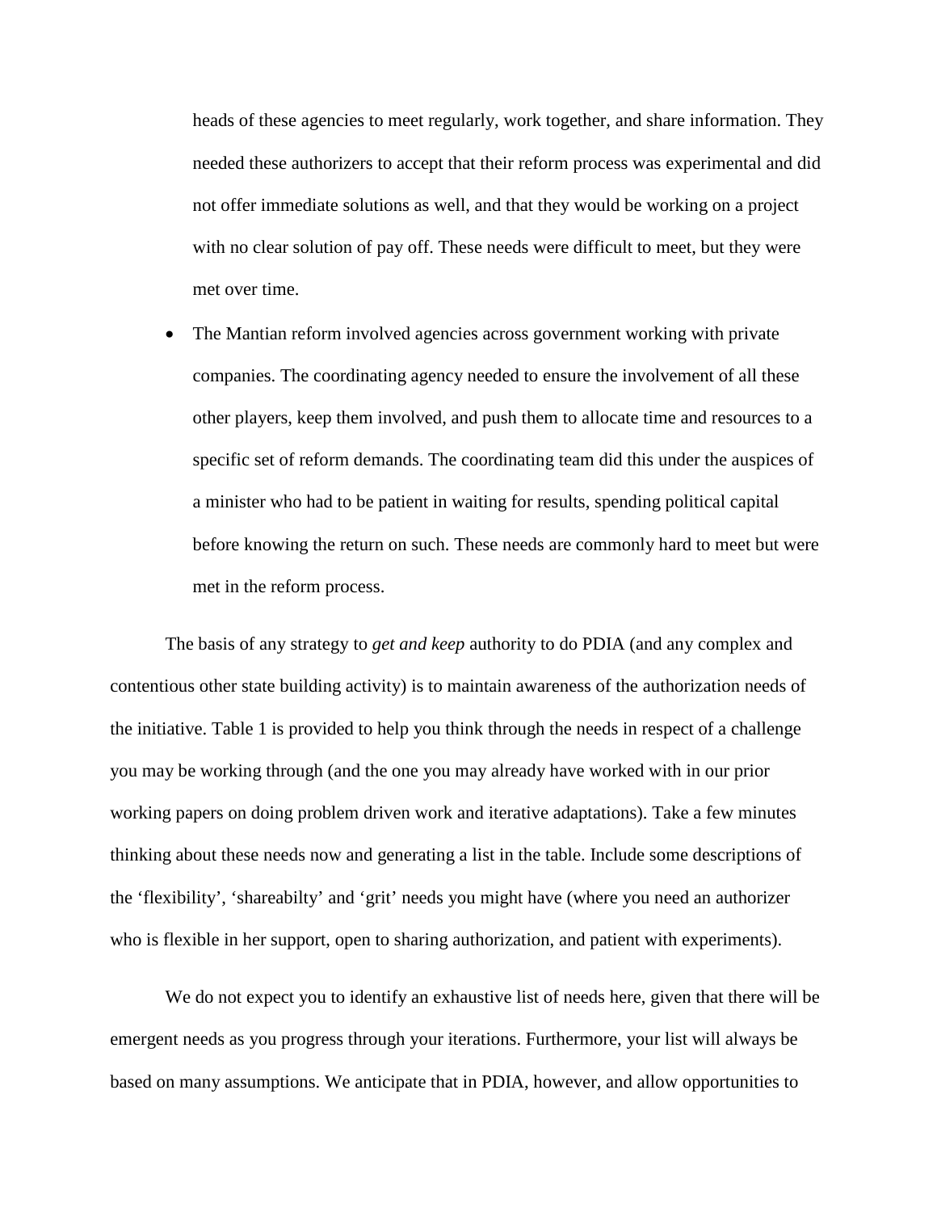heads of these agencies to meet regularly, work together, and share information. They needed these authorizers to accept that their reform process was experimental and did not offer immediate solutions as well, and that they would be working on a project with no clear solution of pay off. These needs were difficult to meet, but they were met over time.

- The Mantian reform involved agencies across government working with private companies. The coordinating agency needed to ensure the involvement of all these other players, keep them involved, and push them to allocate time and resources to a specific set of reform demands. The coordinating team did this under the auspices of a minister who had to be patient in waiting for results, spending political capital before knowing the return on such. These needs are commonly hard to meet but were met in the reform process.

The basis of any strategy to *get and keep* authority to do PDIA (and any complex and contentious other state building activity) is to maintain awareness of the authorization needs of the initiative. Table 1 is provided to help you think through the needs in respect of a challenge you may be working through (and the one you may already have worked with in our prior working papers on doing problem driven work and iterative adaptations). Take a few minutes thinking about these needs now and generating a list in the table. Include some descriptions of the 'flexibility', 'shareabilty' and 'grit' needs you might have (where you need an authorizer who is flexible in her support, open to sharing authorization, and patient with experiments).

We do not expect you to identify an exhaustive list of needs here, given that there will be emergent needs as you progress through your iterations. Furthermore, your list will always be based on many assumptions. We anticipate that in PDIA, however, and allow opportunities to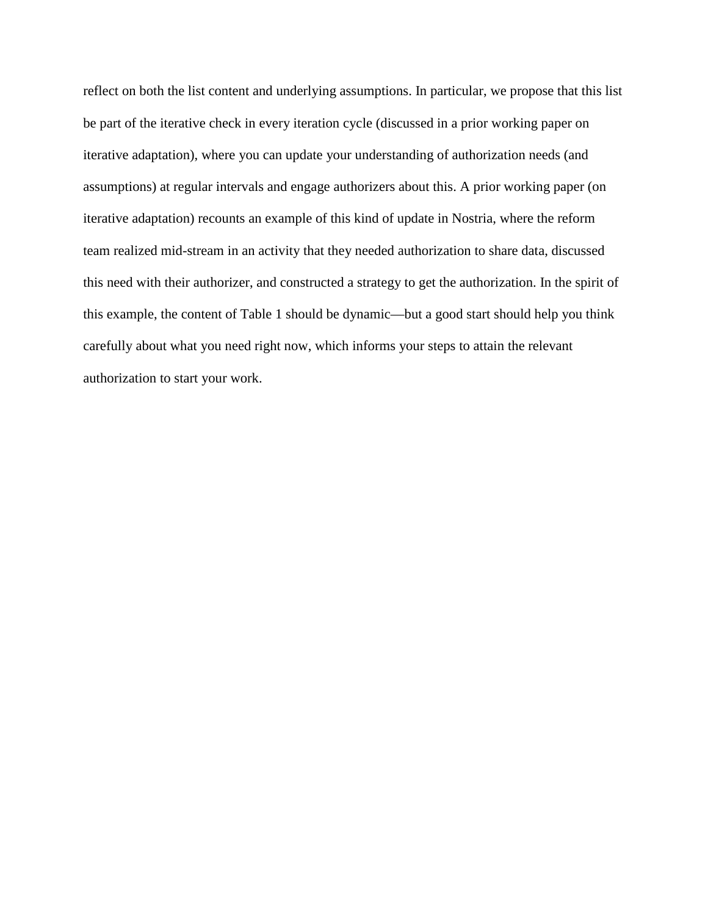reflect on both the list content and underlying assumptions. In particular, we propose that this list be part of the iterative check in every iteration cycle (discussed in a prior working paper on iterative adaptation), where you can update your understanding of authorization needs (and assumptions) at regular intervals and engage authorizers about this. A prior working paper (on iterative adaptation) recounts an example of this kind of update in Nostria, where the reform team realized mid-stream in an activity that they needed authorization to share data, discussed this need with their authorizer, and constructed a strategy to get the authorization. In the spirit of this example, the content of Table 1 should be dynamic—but a good start should help you think carefully about what you need right now, which informs your steps to attain the relevant authorization to start your work.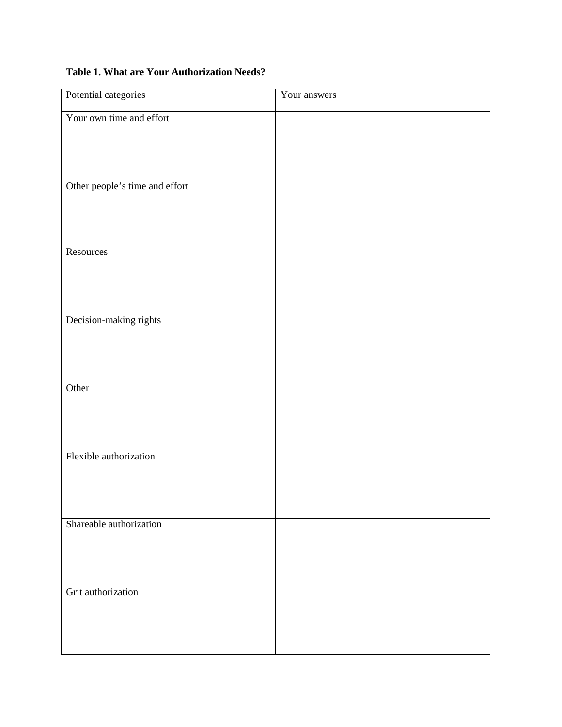**Table 1. What are Your Authorization Needs?**

| Potential categories | Your answers |
| --- | --- |
| Your own time and effort | |
| Other people's time and effort | |
| Resources | |
| Decision-making rights | |
| Other | |
| Flexible authorization | |
| Shareable authorization | |
| Grit authorization | |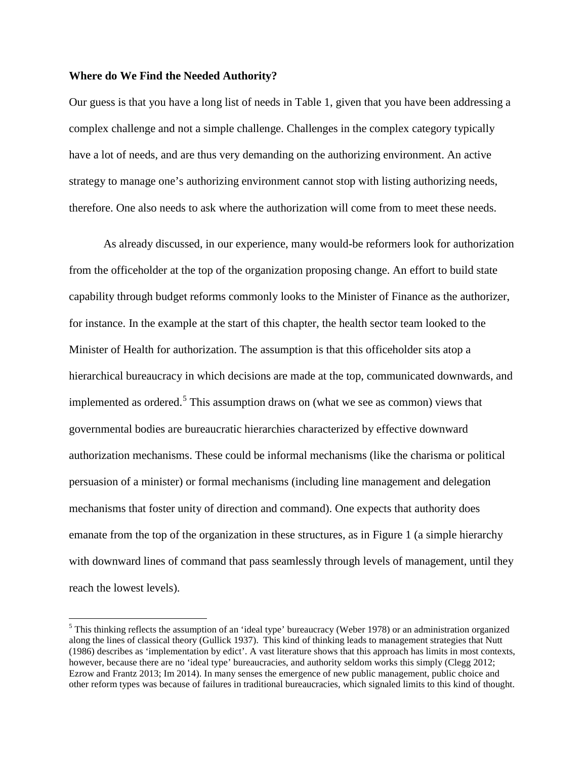**Where do We Find the Needed Authority?**

Our guess is that you have a long list of needs in Table 1, given that you have been addressing a complex challenge and not a simple challenge. Challenges in the complex category typically have a lot of needs, and are thus very demanding on the authorizing environment. An active strategy to manage one's authorizing environment cannot stop with listing authorizing needs, therefore. One also needs to ask where the authorization will come from to meet these needs.

As already discussed, in our experience, many would-be reformers look for authorization from the officeholder at the top of the organization proposing change. An effort to build state capability through budget reforms commonly looks to the Minister of Finance as the authorizer, for instance. In the example at the start of this chapter, the health sector team looked to the Minister of Health for authorization. The assumption is that this officeholder sits atop a hierarchical bureaucracy in which decisions are made at the top, communicated downwards, and implemented as ordered.[5] This assumption draws on (what we see as common) views that governmental bodies are bureaucratic hierarchies characterized by effective downward authorization mechanisms. These could be informal mechanisms (like the charisma or political persuasion of a minister) or formal mechanisms (including line management and delegation mechanisms that foster unity of direction and command). One expects that authority does emanate from the top of the organization in these structures, as in Figure 1 (a simple hierarchy with downward lines of command that pass seamlessly through levels of management, until they reach the lowest levels).

[5] This thinking reflects the assumption of an 'ideal type' bureaucracy (Weber 1978) or an administration organized along the lines of classical theory (Gullick 1937). This kind of thinking leads to management strategies that Nutt (1986) describes as 'implementation by edict'. A vast literature shows that this approach has limits in most contexts, however, because there are no 'ideal type' bureaucracies, and authority seldom works this simply (Clegg 2012; Ezrow and Frantz 2013; Im 2014). In many senses the emergence of new public management, public choice and other reform types was because of failures in traditional bureaucracies, which signaled limits to this kind of thought.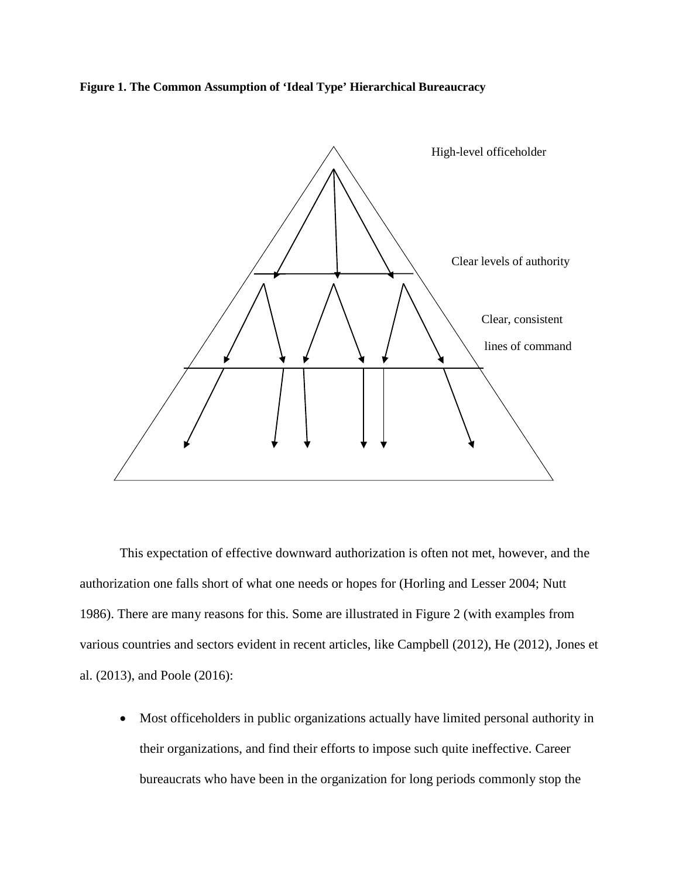**Figure 1. The Common Assumption of 'Ideal Type' Hierarchical Bureaucracy**

High-level officeholder

Clear levels of authority

Clear, consistent lines of command

This expectation of effective downward authorization is often not met, however, and the authorization one falls short of what one needs or hopes for (Horling and Lesser 2004; Nutt 1986). There are many reasons for this. Some are illustrated in Figure 2 (with examples from various countries and sectors evident in recent articles, like Campbell (2012), He (2012), Jones et al. (2013), and Poole (2016):

- Most officeholders in public organizations actually have limited personal authority in their organizations, and find their efforts to impose such quite ineffective. Career bureaucrats who have been in the organization for long periods commonly stop the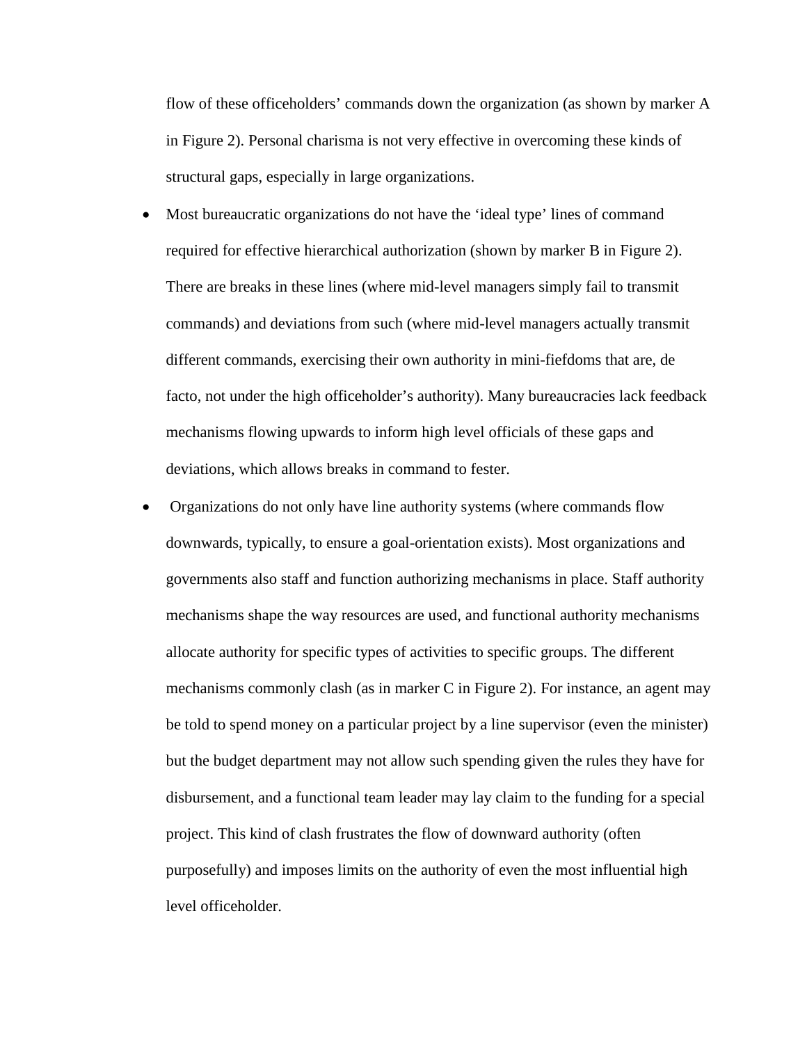flow of these officeholders' commands down the organization (as shown by marker A in Figure 2). Personal charisma is not very effective in overcoming these kinds of structural gaps, especially in large organizations.

- Most bureaucratic organizations do not have the 'ideal type' lines of command required for effective hierarchical authorization (shown by marker B in Figure 2). There are breaks in these lines (where mid-level managers simply fail to transmit commands) and deviations from such (where mid-level managers actually transmit different commands, exercising their own authority in mini-fiefdoms that are, de facto, not under the high officeholder's authority). Many bureaucracies lack feedback mechanisms flowing upwards to inform high level officials of these gaps and deviations, which allows breaks in command to fester.
- Organizations do not only have line authority systems (where commands flow downwards, typically, to ensure a goal-orientation exists). Most organizations and governments also staff and function authorizing mechanisms in place. Staff authority mechanisms shape the way resources are used, and functional authority mechanisms allocate authority for specific types of activities to specific groups. The different mechanisms commonly clash (as in marker C in Figure 2). For instance, an agent may be told to spend money on a particular project by a line supervisor (even the minister) but the budget department may not allow such spending given the rules they have for disbursement, and a functional team leader may lay claim to the funding for a special project. This kind of clash frustrates the flow of downward authority (often purposefully) and imposes limits on the authority of even the most influential high level officeholder.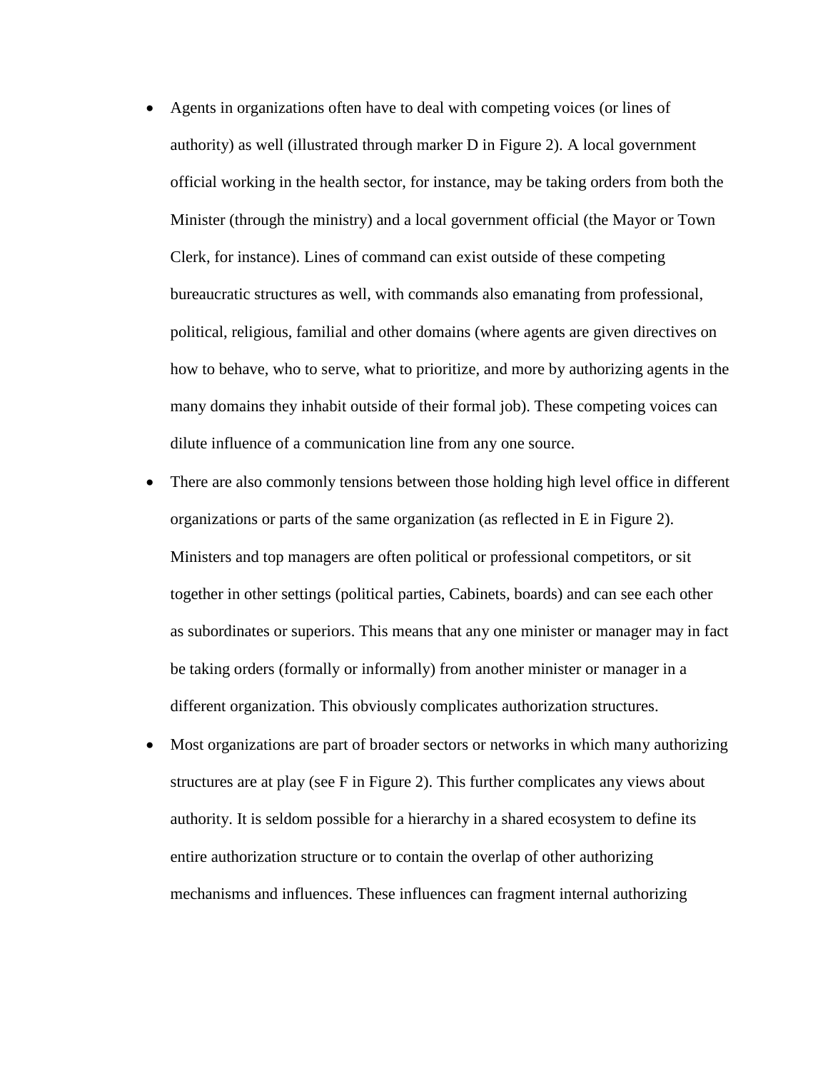- Agents in organizations often have to deal with competing voices (or lines of authority) as well (illustrated through marker D in Figure 2). A local government official working in the health sector, for instance, may be taking orders from both the Minister (through the ministry) and a local government official (the Mayor or Town Clerk, for instance). Lines of command can exist outside of these competing bureaucratic structures as well, with commands also emanating from professional, political, religious, familial and other domains (where agents are given directives on how to behave, who to serve, what to prioritize, and more by authorizing agents in the many domains they inhabit outside of their formal job). These competing voices can dilute influence of a communication line from any one source.
- There are also commonly tensions between those holding high level office in different organizations or parts of the same organization (as reflected in E in Figure 2). Ministers and top managers are often political or professional competitors, or sit together in other settings (political parties, Cabinets, boards) and can see each other as subordinates or superiors. This means that any one minister or manager may in fact be taking orders (formally or informally) from another minister or manager in a different organization. This obviously complicates authorization structures.
- Most organizations are part of broader sectors or networks in which many authorizing structures are at play (see F in Figure 2). This further complicates any views about authority. It is seldom possible for a hierarchy in a shared ecosystem to define its entire authorization structure or to contain the overlap of other authorizing mechanisms and influences. These influences can fragment internal authorizing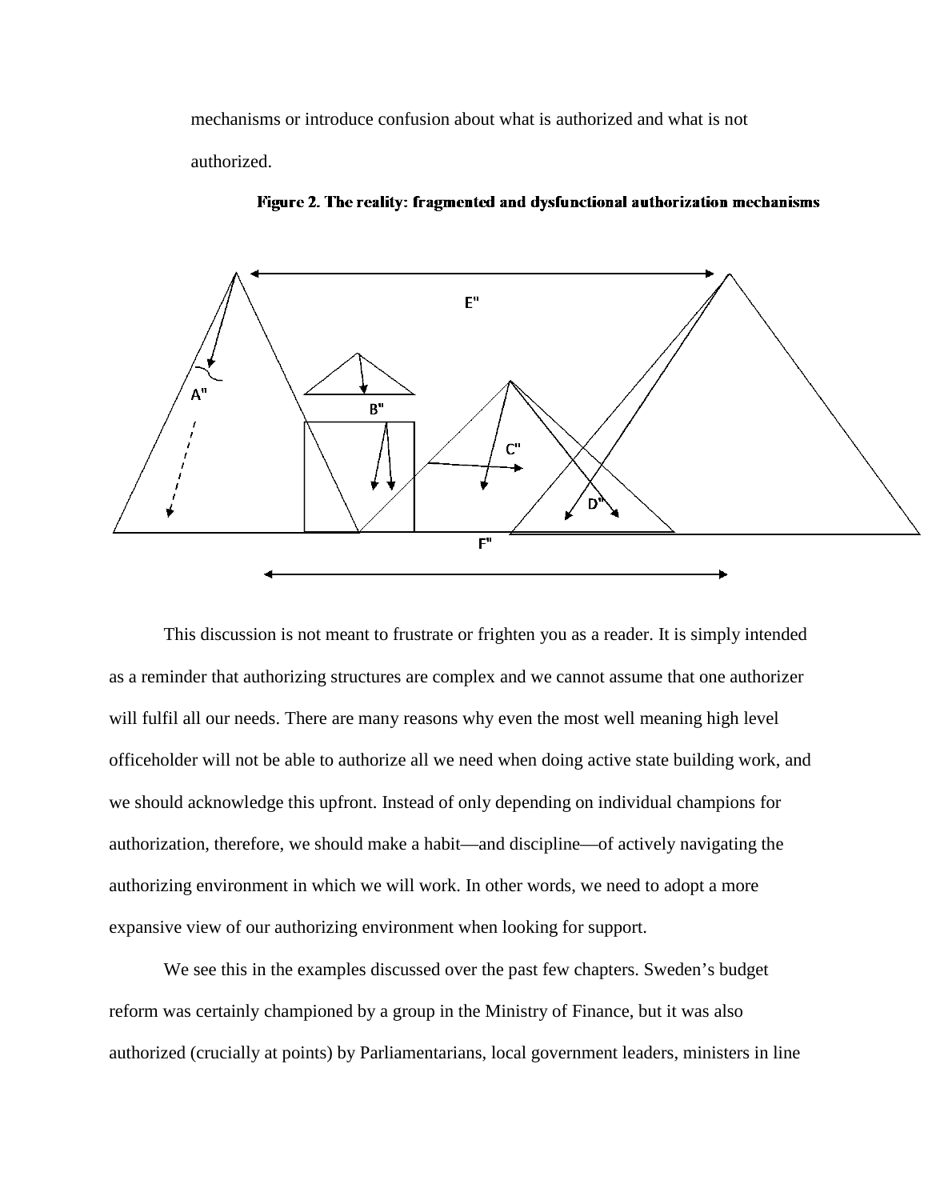mechanisms or introduce confusion about what is authorized and what is not authorized.

**Figure 2. The reality: fragmented and dysfunctional authorization mechanisms**

This discussion is not meant to frustrate or frighten you as a reader. It is simply intended as a reminder that authorizing structures are complex and we cannot assume that one authorizer will fulfil all our needs. There are many reasons why even the most well meaning high level officeholder will not be able to authorize all we need when doing active state building work, and we should acknowledge this upfront. Instead of only depending on individual champions for authorization, therefore, we should make a habit—and discipline—of actively navigating the authorizing environment in which we will work. In other words, we need to adopt a more expansive view of our authorizing environment when looking for support.

We see this in the examples discussed over the past few chapters. Sweden's budget reform was certainly championed by a group in the Ministry of Finance, but it was also authorized (crucially at points) by Parliamentarians, local government leaders, ministers in line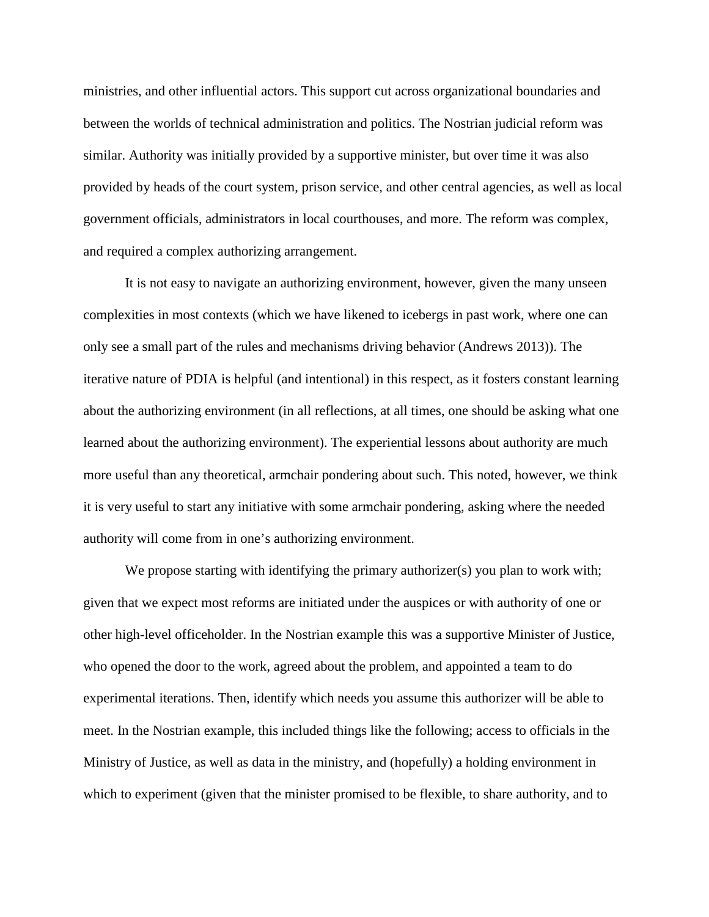ministries, and other influential actors. This support cut across organizational boundaries and between the worlds of technical administration and politics. The Nostrian judicial reform was similar. Authority was initially provided by a supportive minister, but over time it was also provided by heads of the court system, prison service, and other central agencies, as well as local government officials, administrators in local courthouses, and more. The reform was complex, and required a complex authorizing arrangement.

It is not easy to navigate an authorizing environment, however, given the many unseen complexities in most contexts (which we have likened to icebergs in past work, where one can only see a small part of the rules and mechanisms driving behavior (Andrews 2013)). The iterative nature of PDIA is helpful (and intentional) in this respect, as it fosters constant learning about the authorizing environment (in all reflections, at all times, one should be asking what one learned about the authorizing environment). The experiential lessons about authority are much more useful than any theoretical, armchair pondering about such. This noted, however, we think it is very useful to start any initiative with some armchair pondering, asking where the needed authority will come from in one's authorizing environment.

We propose starting with identifying the primary authorizer(s) you plan to work with; given that we expect most reforms are initiated under the auspices or with authority of one or other high-level officeholder. In the Nostrian example this was a supportive Minister of Justice, who opened the door to the work, agreed about the problem, and appointed a team to do experimental iterations. Then, identify which needs you assume this authorizer will be able to meet. In the Nostrian example, this included things like the following; access to officials in the Ministry of Justice, as well as data in the ministry, and (hopefully) a holding environment in which to experiment (given that the minister promised to be flexible, to share authority, and to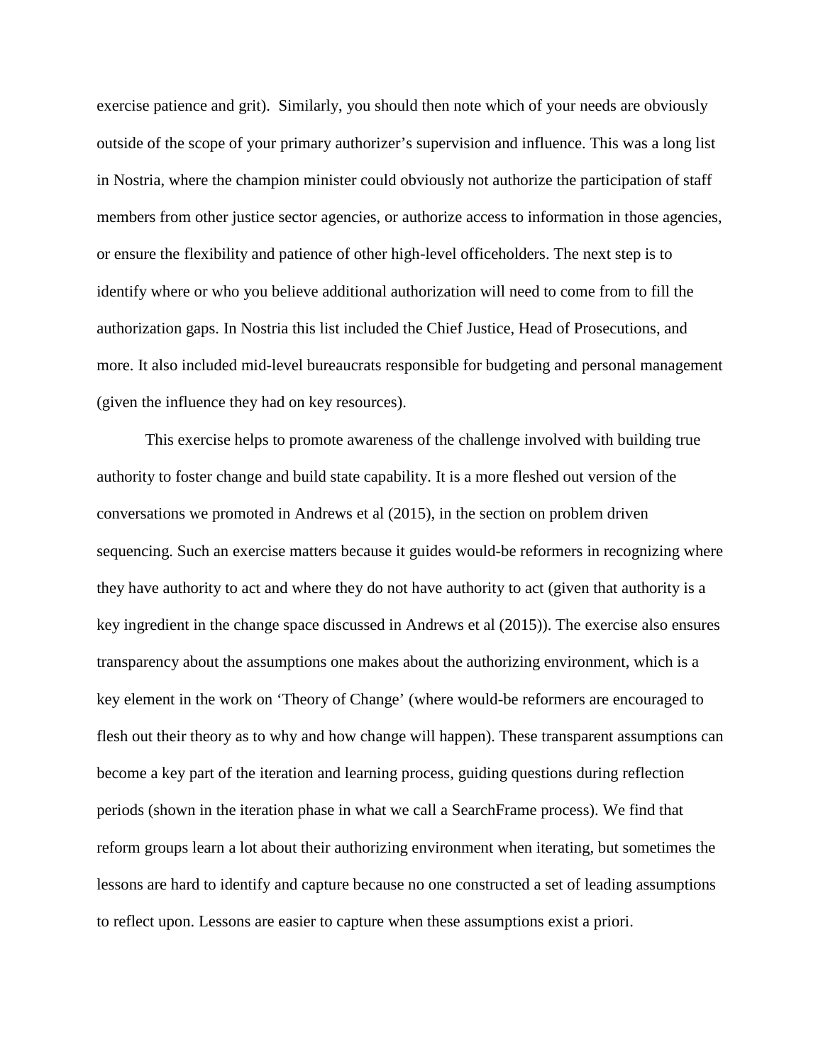exercise patience and grit). Similarly, you should then note which of your needs are obviously outside of the scope of your primary authorizer's supervision and influence. This was a long list in Nostria, where the champion minister could obviously not authorize the participation of staff members from other justice sector agencies, or authorize access to information in those agencies, or ensure the flexibility and patience of other high-level officeholders. The next step is to identify where or who you believe additional authorization will need to come from to fill the authorization gaps. In Nostria this list included the Chief Justice, Head of Prosecutions, and more. It also included mid-level bureaucrats responsible for budgeting and personal management (given the influence they had on key resources).

This exercise helps to promote awareness of the challenge involved with building true authority to foster change and build state capability. It is a more fleshed out version of the conversations we promoted in Andrews et al (2015), in the section on problem driven sequencing. Such an exercise matters because it guides would-be reformers in recognizing where they have authority to act and where they do not have authority to act (given that authority is a key ingredient in the change space discussed in Andrews et al (2015)). The exercise also ensures transparency about the assumptions one makes about the authorizing environment, which is a key element in the work on 'Theory of Change' (where would-be reformers are encouraged to flesh out their theory as to why and how change will happen). These transparent assumptions can become a key part of the iteration and learning process, guiding questions during reflection periods (shown in the iteration phase in what we call a SearchFrame process). We find that reform groups learn a lot about their authorizing environment when iterating, but sometimes the lessons are hard to identify and capture because no one constructed a set of leading assumptions to reflect upon. Lessons are easier to capture when these assumptions exist a priori.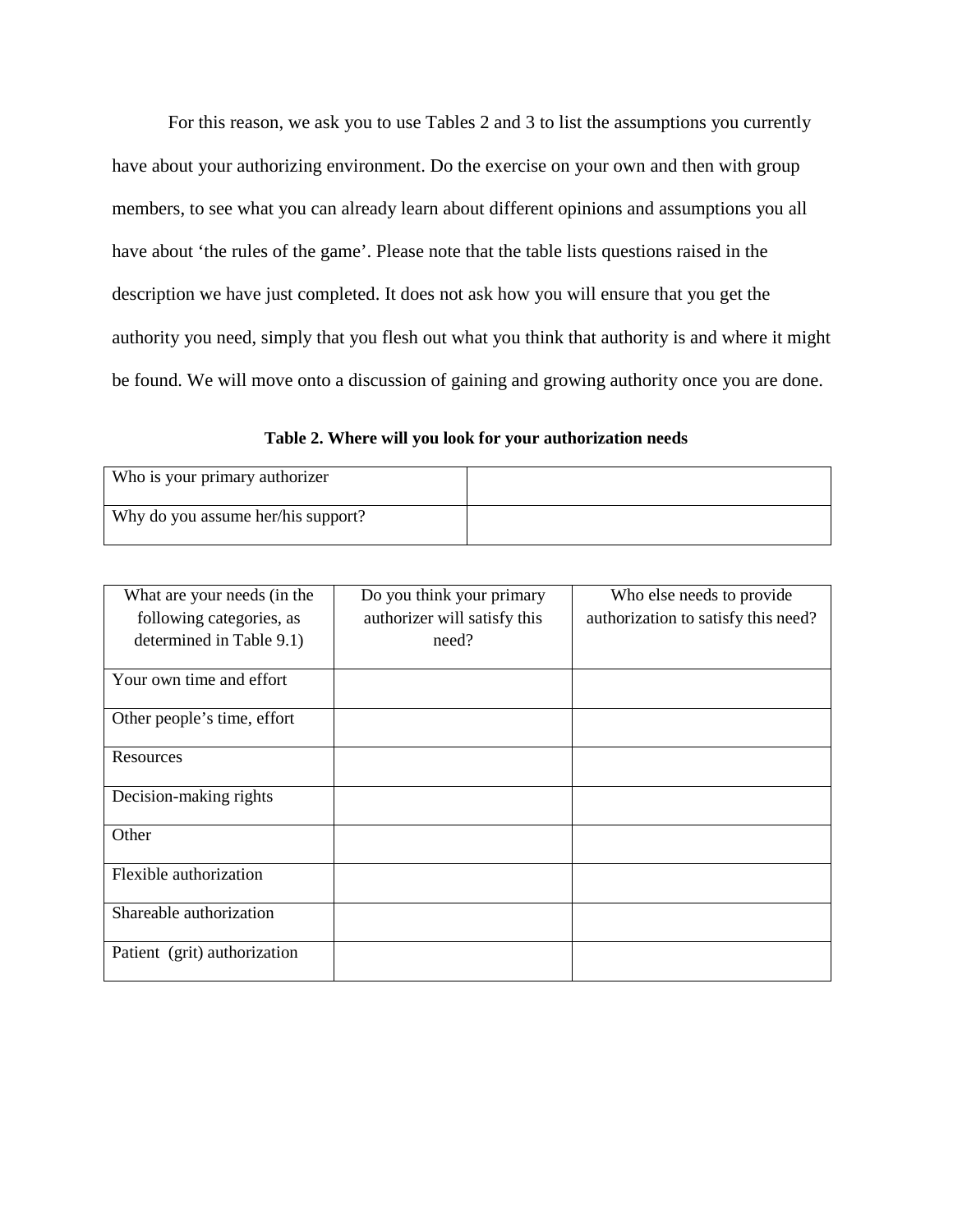For this reason, we ask you to use Tables 2 and 3 to list the assumptions you currently have about your authorizing environment. Do the exercise on your own and then with group members, to see what you can already learn about different opinions and assumptions you all have about 'the rules of the game'. Please note that the table lists questions raised in the description we have just completed. It does not ask how you will ensure that you get the authority you need, simply that you flesh out what you think that authority is and where it might be found. We will move onto a discussion of gaining and growing authority once you are done.

**Table 2. Where will you look for your authorization needs**

| Who is your primary authorizer | |
|---|---|
| Why do you assume her/his support? | |

| What are your needs (in the following categories, as determined in Table 9.1) | Do you think your primary authorizer will satisfy this need? | Who else needs to provide authorization to satisfy this need? |
|---|---|---|
| Your own time and effort | | |
| Other people's time, effort | | |
| Resources | | |
| Decision-making rights | | |
| Other | | |
| Flexible authorization | | |
| Shareable authorization | | |
| Patient (grit) authorization | | |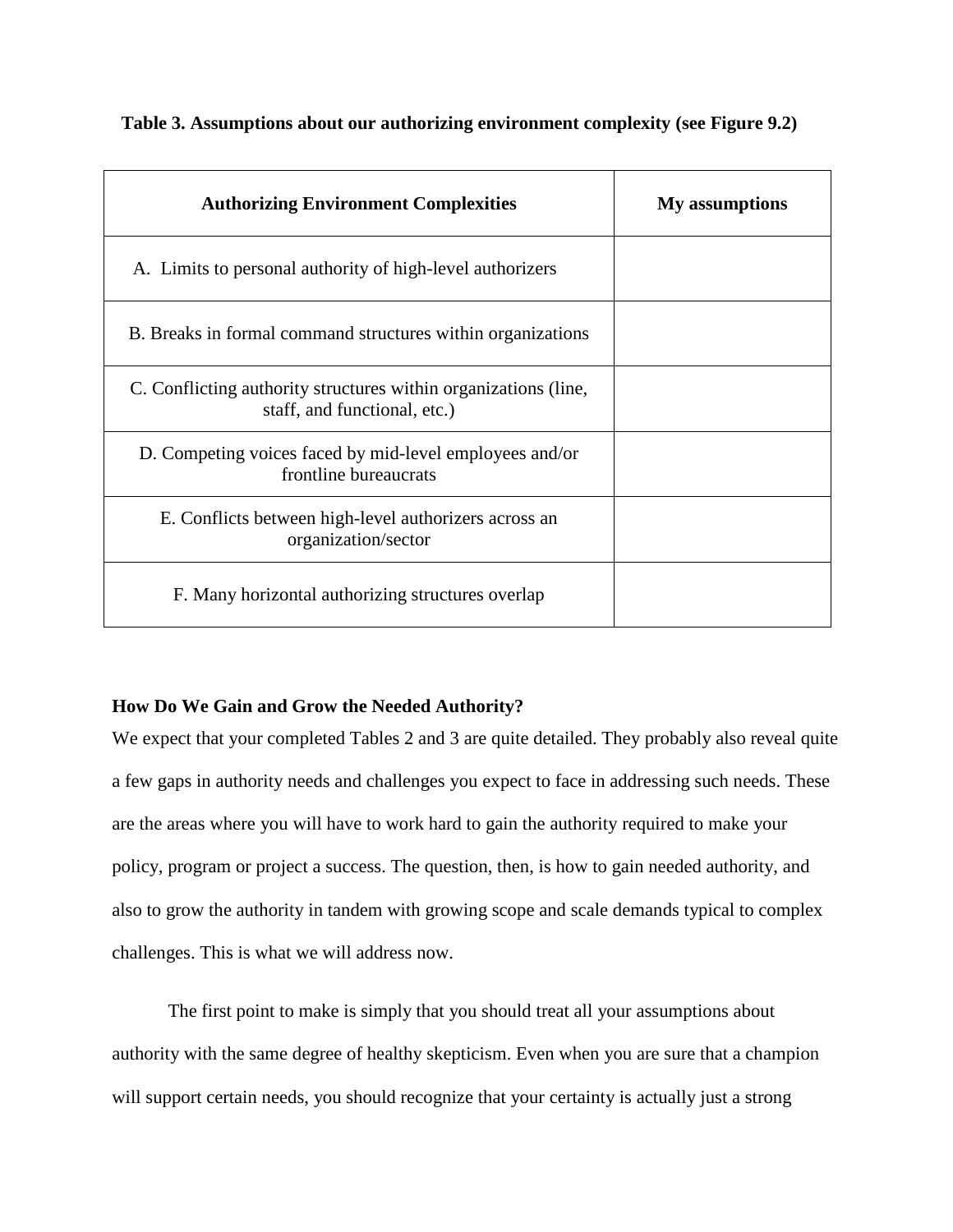**Table 3. Assumptions about our authorizing environment complexity (see Figure 9.2)**

| Authorizing Environment Complexities | My assumptions |
|---|---|
| A. Limits to personal authority of high-level authorizers | |
| B. Breaks in formal command structures within organizations | |
| C. Conflicting authority structures within organizations (line, staff, and functional, etc.) | |
| D. Competing voices faced by mid-level employees and/or frontline bureaucrats | |
| E. Conflicts between high-level authorizers across an organization/sector | |
| F. Many horizontal authorizing structures overlap | |

**How Do We Gain and Grow the Needed Authority?**

We expect that your completed Tables 2 and 3 are quite detailed. They probably also reveal quite a few gaps in authority needs and challenges you expect to face in addressing such needs. These are the areas where you will have to work hard to gain the authority required to make your policy, program or project a success. The question, then, is how to gain needed authority, and also to grow the authority in tandem with growing scope and scale demands typical to complex challenges. This is what we will address now.

The first point to make is simply that you should treat all your assumptions about authority with the same degree of healthy skepticism. Even when you are sure that a champion will support certain needs, you should recognize that your certainty is actually just a strong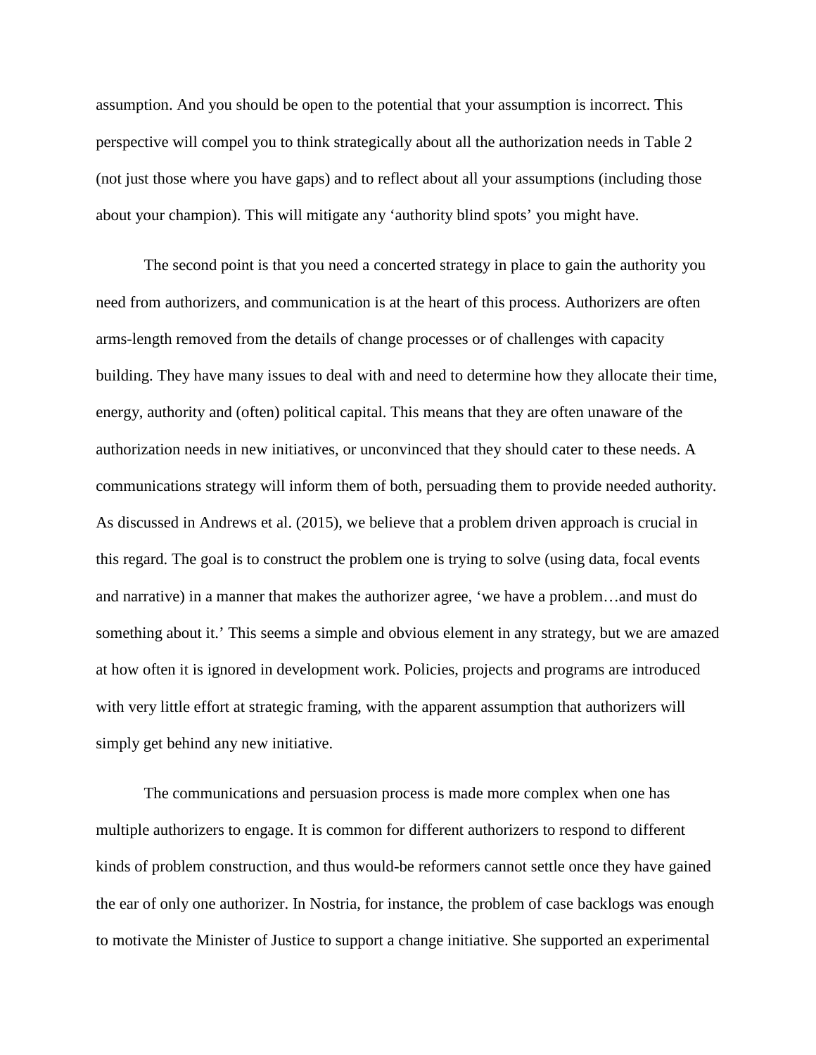assumption. And you should be open to the potential that your assumption is incorrect. This perspective will compel you to think strategically about all the authorization needs in Table 2 (not just those where you have gaps) and to reflect about all your assumptions (including those about your champion). This will mitigate any 'authority blind spots' you might have.

The second point is that you need a concerted strategy in place to gain the authority you need from authorizers, and communication is at the heart of this process. Authorizers are often arms-length removed from the details of change processes or of challenges with capacity building. They have many issues to deal with and need to determine how they allocate their time, energy, authority and (often) political capital. This means that they are often unaware of the authorization needs in new initiatives, or unconvinced that they should cater to these needs. A communications strategy will inform them of both, persuading them to provide needed authority. As discussed in Andrews et al. (2015), we believe that a problem driven approach is crucial in this regard. The goal is to construct the problem one is trying to solve (using data, focal events and narrative) in a manner that makes the authorizer agree, 'we have a problem…and must do something about it.' This seems a simple and obvious element in any strategy, but we are amazed at how often it is ignored in development work. Policies, projects and programs are introduced with very little effort at strategic framing, with the apparent assumption that authorizers will simply get behind any new initiative.

The communications and persuasion process is made more complex when one has multiple authorizers to engage. It is common for different authorizers to respond to different kinds of problem construction, and thus would-be reformers cannot settle once they have gained the ear of only one authorizer. In Nostria, for instance, the problem of case backlogs was enough to motivate the Minister of Justice to support a change initiative. She supported an experimental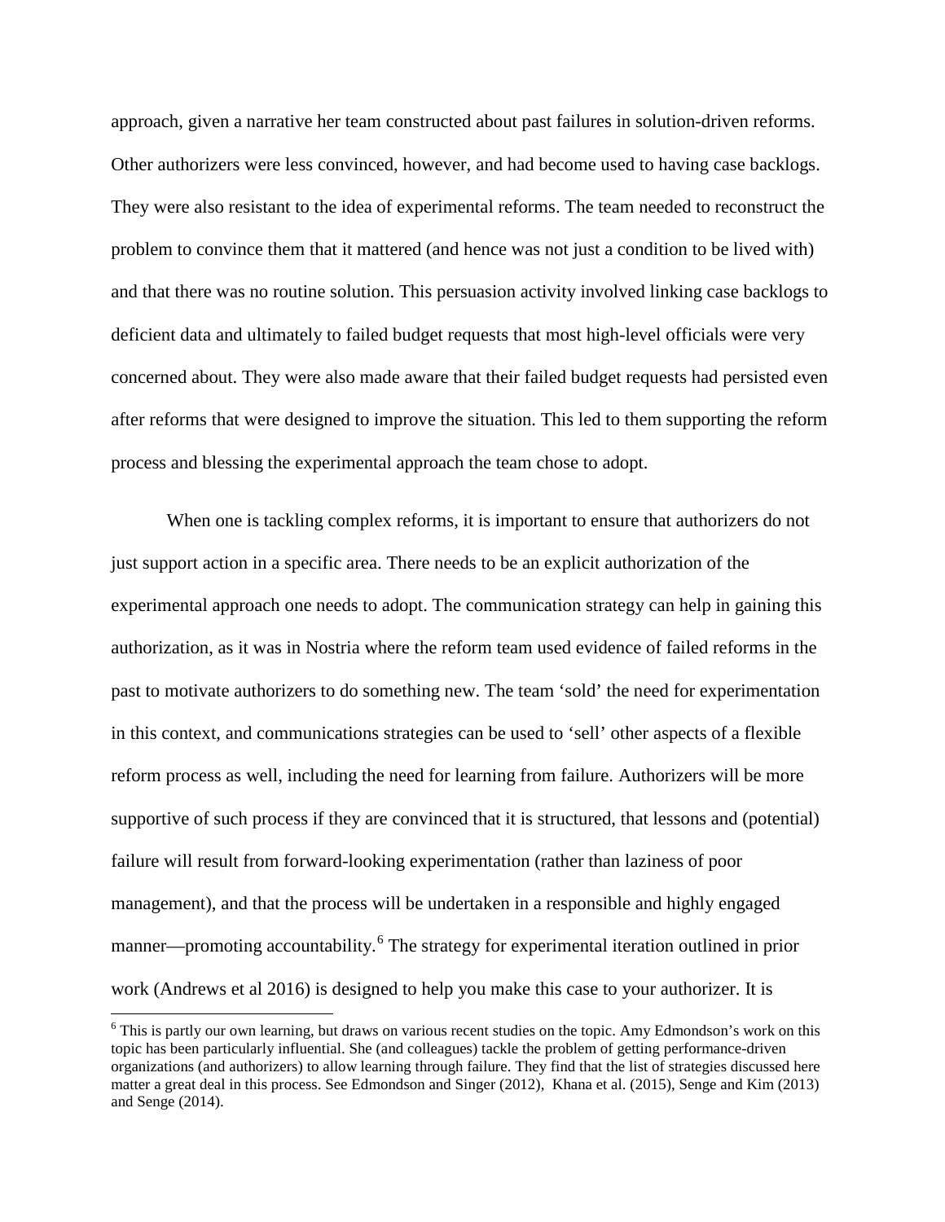approach, given a narrative her team constructed about past failures in solution-driven reforms. Other authorizers were less convinced, however, and had become used to having case backlogs. They were also resistant to the idea of experimental reforms. The team needed to reconstruct the problem to convince them that it mattered (and hence was not just a condition to be lived with) and that there was no routine solution. This persuasion activity involved linking case backlogs to deficient data and ultimately to failed budget requests that most high-level officials were very concerned about. They were also made aware that their failed budget requests had persisted even after reforms that were designed to improve the situation. This led to them supporting the reform process and blessing the experimental approach the team chose to adopt.

When one is tackling complex reforms, it is important to ensure that authorizers do not just support action in a specific area. There needs to be an explicit authorization of the experimental approach one needs to adopt. The communication strategy can help in gaining this authorization, as it was in Nostria where the reform team used evidence of failed reforms in the past to motivate authorizers to do something new. The team 'sold' the need for experimentation in this context, and communications strategies can be used to 'sell' other aspects of a flexible reform process as well, including the need for learning from failure. Authorizers will be more supportive of such process if they are convinced that it is structured, that lessons and (potential) failure will result from forward-looking experimentation (rather than laziness of poor management), and that the process will be undertaken in a responsible and highly engaged manner—promoting accountability.[6] The strategy for experimental iteration outlined in prior work (Andrews et al 2016) is designed to help you make this case to your authorizer. It is

[6] This is partly our own learning, but draws on various recent studies on the topic. Amy Edmondson's work on this topic has been particularly influential. She (and colleagues) tackle the problem of getting performance-driven organizations (and authorizers) to allow learning through failure. They find that the list of strategies discussed here matter a great deal in this process. See Edmondson and Singer (2012), Khana et al. (2015), Senge and Kim (2013) and Senge (2014).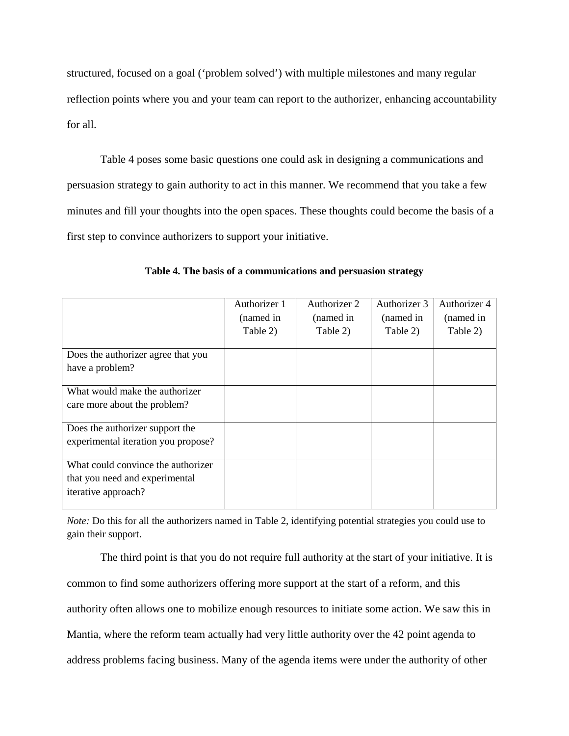structured, focused on a goal ('problem solved') with multiple milestones and many regular reflection points where you and your team can report to the authorizer, enhancing accountability for all.

Table 4 poses some basic questions one could ask in designing a communications and persuasion strategy to gain authority to act in this manner. We recommend that you take a few minutes and fill your thoughts into the open spaces. These thoughts could become the basis of a first step to convince authorizers to support your initiative.

**Table 4. The basis of a communications and persuasion strategy**

| | Authorizer 1 (named in Table 2) | Authorizer 2 (named in Table 2) | Authorizer 3 (named in Table 2) | Authorizer 4 (named in Table 2) |
|---|---|---|---|---|
| Does the authorizer agree that you have a problem? | | | | |
| What would make the authorizer care more about the problem? | | | | |
| Does the authorizer support the experimental iteration you propose? | | | | |
| What could convince the authorizer that you need and experimental iterative approach? | | | | |

*Note:* Do this for all the authorizers named in Table 2, identifying potential strategies you could use to gain their support.

The third point is that you do not require full authority at the start of your initiative. It is common to find some authorizers offering more support at the start of a reform, and this authority often allows one to mobilize enough resources to initiate some action. We saw this in Mantia, where the reform team actually had very little authority over the 42 point agenda to address problems facing business. Many of the agenda items were under the authority of other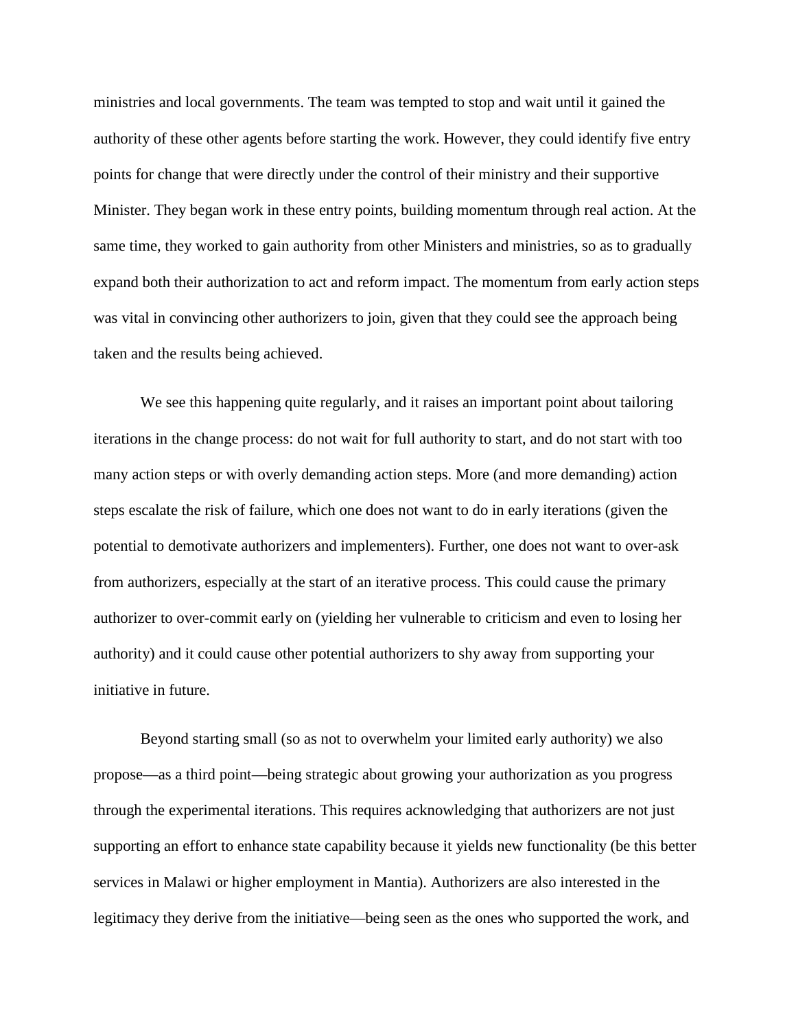ministries and local governments. The team was tempted to stop and wait until it gained the authority of these other agents before starting the work. However, they could identify five entry points for change that were directly under the control of their ministry and their supportive Minister. They began work in these entry points, building momentum through real action. At the same time, they worked to gain authority from other Ministers and ministries, so as to gradually expand both their authorization to act and reform impact. The momentum from early action steps was vital in convincing other authorizers to join, given that they could see the approach being taken and the results being achieved.

We see this happening quite regularly, and it raises an important point about tailoring iterations in the change process: do not wait for full authority to start, and do not start with too many action steps or with overly demanding action steps. More (and more demanding) action steps escalate the risk of failure, which one does not want to do in early iterations (given the potential to demotivate authorizers and implementers). Further, one does not want to over-ask from authorizers, especially at the start of an iterative process. This could cause the primary authorizer to over-commit early on (yielding her vulnerable to criticism and even to losing her authority) and it could cause other potential authorizers to shy away from supporting your initiative in future.

Beyond starting small (so as not to overwhelm your limited early authority) we also propose—as a third point—being strategic about growing your authorization as you progress through the experimental iterations. This requires acknowledging that authorizers are not just supporting an effort to enhance state capability because it yields new functionality (be this better services in Malawi or higher employment in Mantia). Authorizers are also interested in the legitimacy they derive from the initiative—being seen as the ones who supported the work, and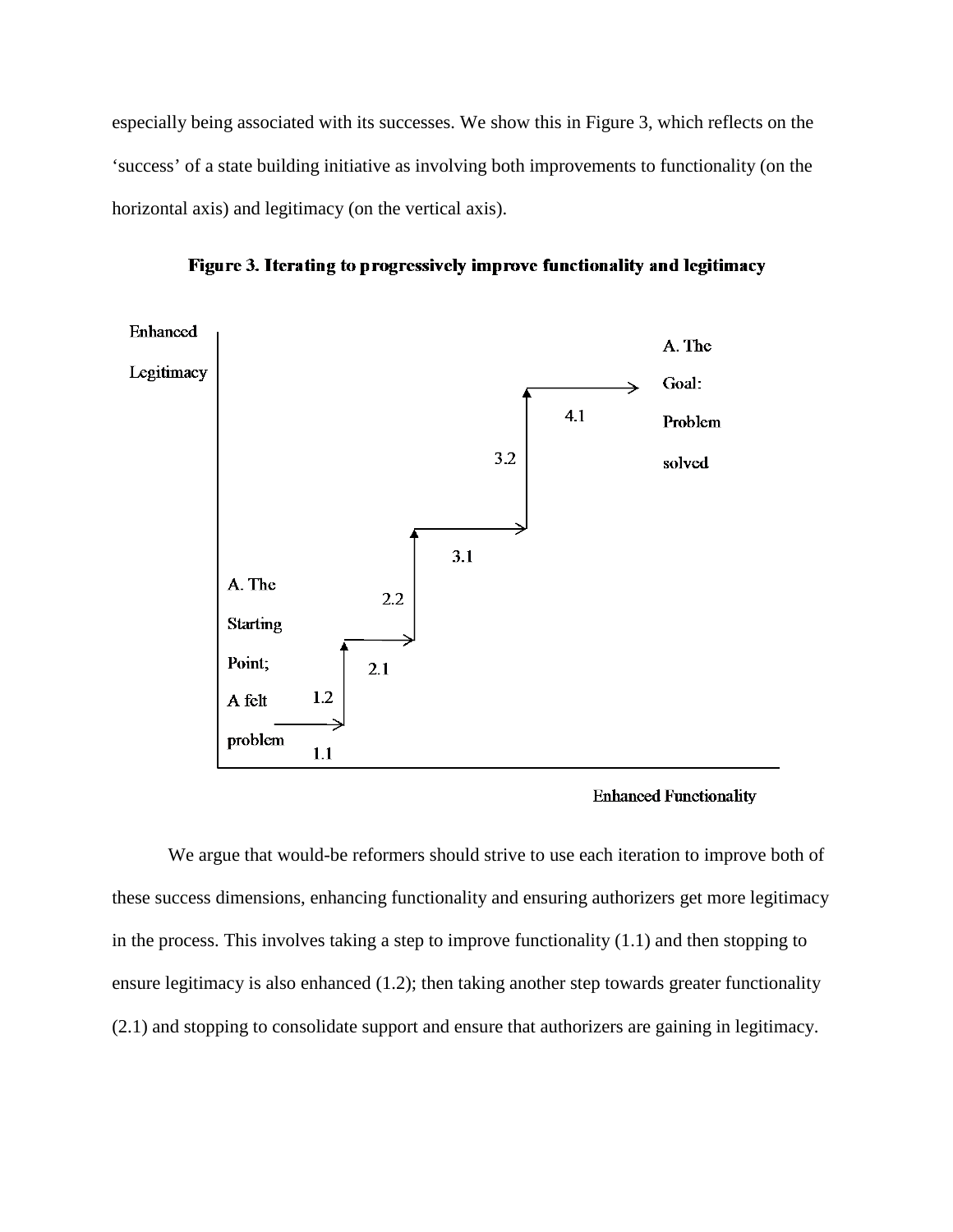especially being associated with its successes. We show this in Figure 3, which reflects on the 'success' of a state building initiative as involving both improvements to functionality (on the horizontal axis) and legitimacy (on the vertical axis).

**Figure 3. Iterating to progressively improve functionality and legitimacy**

Enhanced Legitimacy

A. The Goal: Problem solved

4.1

3.2

3.1

2.2

2.1

1.2

1.1

A. The Starting Point; A felt problem

Enhanced Functionality

We argue that would-be reformers should strive to use each iteration to improve both of these success dimensions, enhancing functionality and ensuring authorizers get more legitimacy in the process. This involves taking a step to improve functionality (1.1) and then stopping to ensure legitimacy is also enhanced (1.2); then taking another step towards greater functionality (2.1) and stopping to consolidate support and ensure that authorizers are gaining in legitimacy.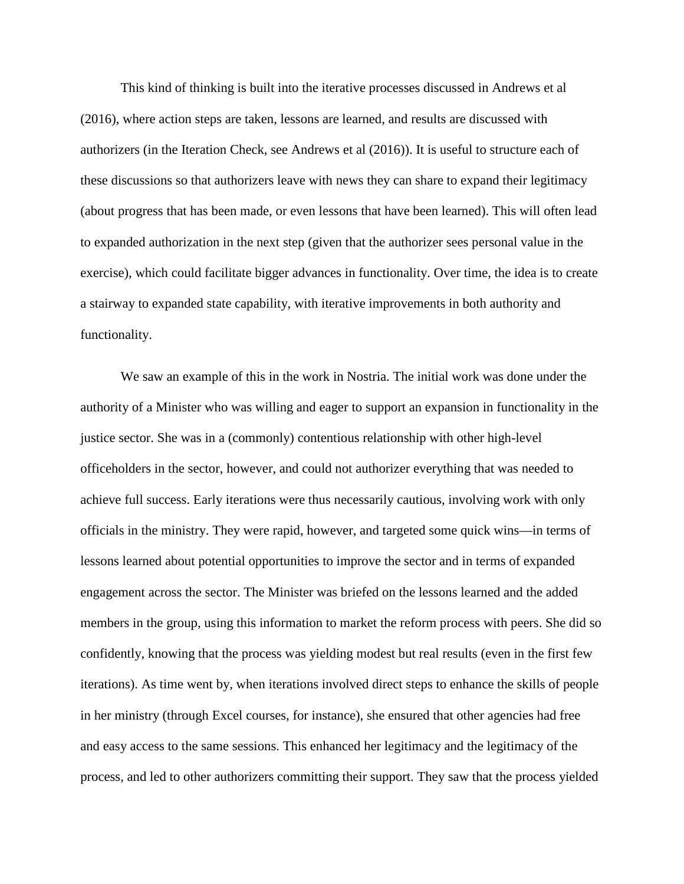This kind of thinking is built into the iterative processes discussed in Andrews et al (2016), where action steps are taken, lessons are learned, and results are discussed with authorizers (in the Iteration Check, see Andrews et al (2016)). It is useful to structure each of these discussions so that authorizers leave with news they can share to expand their legitimacy (about progress that has been made, or even lessons that have been learned). This will often lead to expanded authorization in the next step (given that the authorizer sees personal value in the exercise), which could facilitate bigger advances in functionality. Over time, the idea is to create a stairway to expanded state capability, with iterative improvements in both authority and functionality.

We saw an example of this in the work in Nostria. The initial work was done under the authority of a Minister who was willing and eager to support an expansion in functionality in the justice sector. She was in a (commonly) contentious relationship with other high-level officeholders in the sector, however, and could not authorizer everything that was needed to achieve full success. Early iterations were thus necessarily cautious, involving work with only officials in the ministry. They were rapid, however, and targeted some quick wins—in terms of lessons learned about potential opportunities to improve the sector and in terms of expanded engagement across the sector. The Minister was briefed on the lessons learned and the added members in the group, using this information to market the reform process with peers. She did so confidently, knowing that the process was yielding modest but real results (even in the first few iterations). As time went by, when iterations involved direct steps to enhance the skills of people in her ministry (through Excel courses, for instance), she ensured that other agencies had free and easy access to the same sessions. This enhanced her legitimacy and the legitimacy of the process, and led to other authorizers committing their support. They saw that the process yielded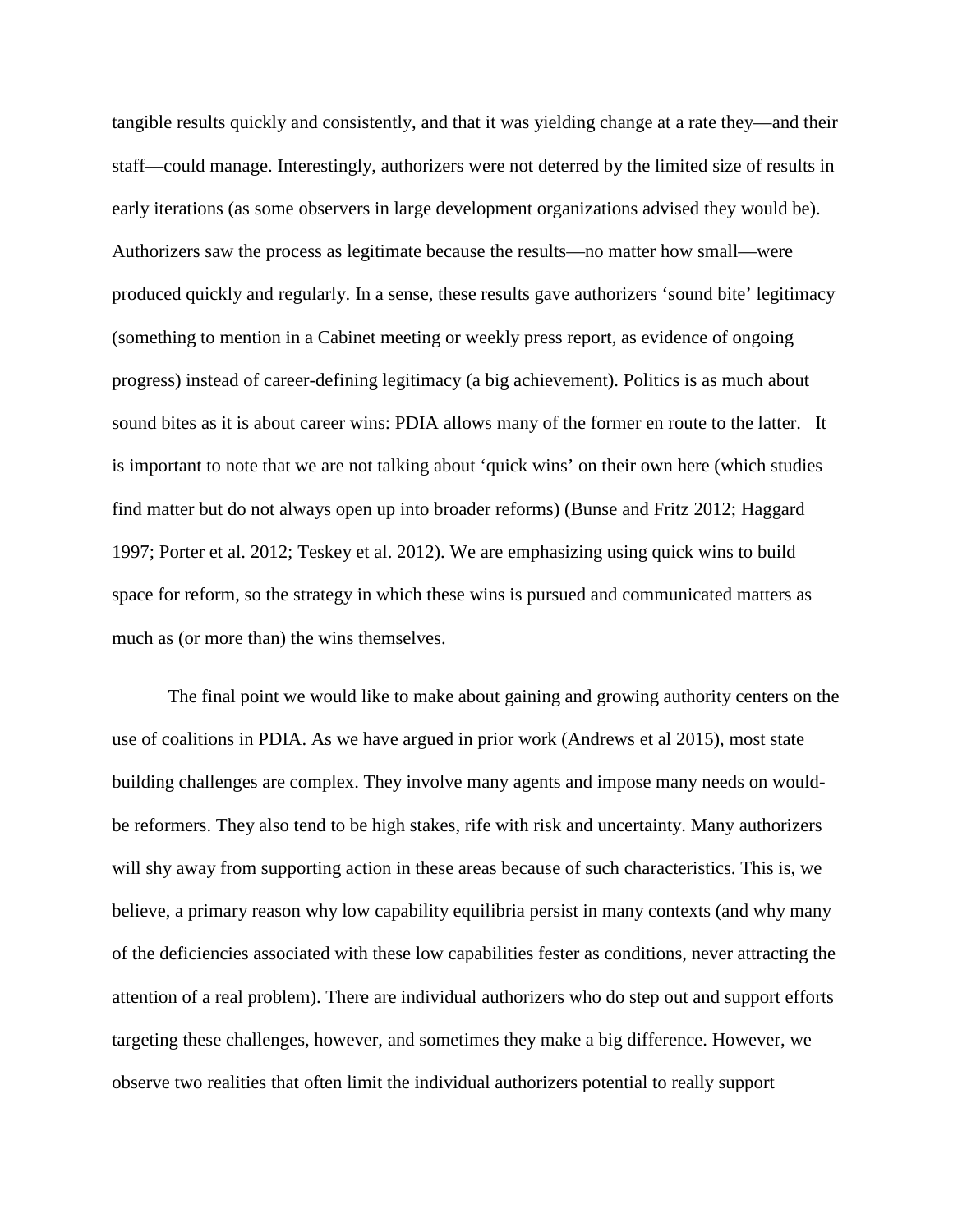tangible results quickly and consistently, and that it was yielding change at a rate they—and their staff—could manage. Interestingly, authorizers were not deterred by the limited size of results in early iterations (as some observers in large development organizations advised they would be). Authorizers saw the process as legitimate because the results—no matter how small—were produced quickly and regularly. In a sense, these results gave authorizers 'sound bite' legitimacy (something to mention in a Cabinet meeting or weekly press report, as evidence of ongoing progress) instead of career-defining legitimacy (a big achievement). Politics is as much about sound bites as it is about career wins: PDIA allows many of the former en route to the latter. It is important to note that we are not talking about 'quick wins' on their own here (which studies find matter but do not always open up into broader reforms) (Bunse and Fritz 2012; Haggard 1997; Porter et al. 2012; Teskey et al. 2012). We are emphasizing using quick wins to build space for reform, so the strategy in which these wins is pursued and communicated matters as much as (or more than) the wins themselves.

The final point we would like to make about gaining and growing authority centers on the use of coalitions in PDIA. As we have argued in prior work (Andrews et al 2015), most state building challenges are complex. They involve many agents and impose many needs on would-be reformers. They also tend to be high stakes, rife with risk and uncertainty. Many authorizers will shy away from supporting action in these areas because of such characteristics. This is, we believe, a primary reason why low capability equilibria persist in many contexts (and why many of the deficiencies associated with these low capabilities fester as conditions, never attracting the attention of a real problem). There are individual authorizers who do step out and support efforts targeting these challenges, however, and sometimes they make a big difference. However, we observe two realities that often limit the individual authorizers potential to really support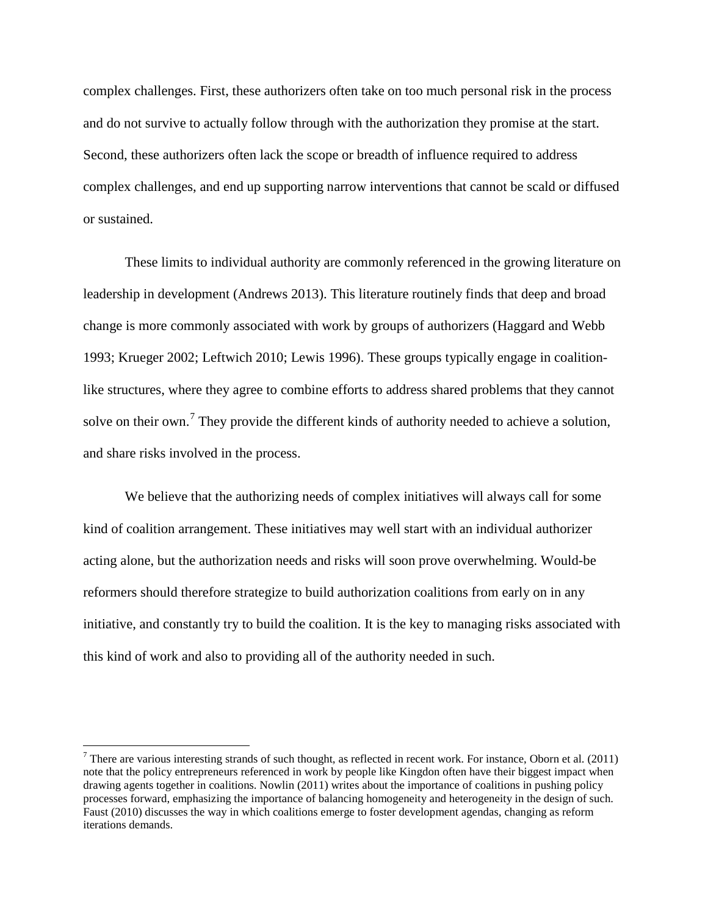complex challenges. First, these authorizers often take on too much personal risk in the process and do not survive to actually follow through with the authorization they promise at the start. Second, these authorizers often lack the scope or breadth of influence required to address complex challenges, and end up supporting narrow interventions that cannot be scald or diffused or sustained.

These limits to individual authority are commonly referenced in the growing literature on leadership in development (Andrews 2013). This literature routinely finds that deep and broad change is more commonly associated with work by groups of authorizers (Haggard and Webb 1993; Krueger 2002; Leftwich 2010; Lewis 1996). These groups typically engage in coalition-like structures, where they agree to combine efforts to address shared problems that they cannot solve on their own.[7] They provide the different kinds of authority needed to achieve a solution, and share risks involved in the process.

We believe that the authorizing needs of complex initiatives will always call for some kind of coalition arrangement. These initiatives may well start with an individual authorizer acting alone, but the authorization needs and risks will soon prove overwhelming. Would-be reformers should therefore strategize to build authorization coalitions from early on in any initiative, and constantly try to build the coalition. It is the key to managing risks associated with this kind of work and also to providing all of the authority needed in such.

[7] There are various interesting strands of such thought, as reflected in recent work. For instance, Oborn et al. (2011) note that the policy entrepreneurs referenced in work by people like Kingdon often have their biggest impact when drawing agents together in coalitions. Nowlin (2011) writes about the importance of coalitions in pushing policy processes forward, emphasizing the importance of balancing homogeneity and heterogeneity in the design of such. Faust (2010) discusses the way in which coalitions emerge to foster development agendas, changing as reform iterations demands.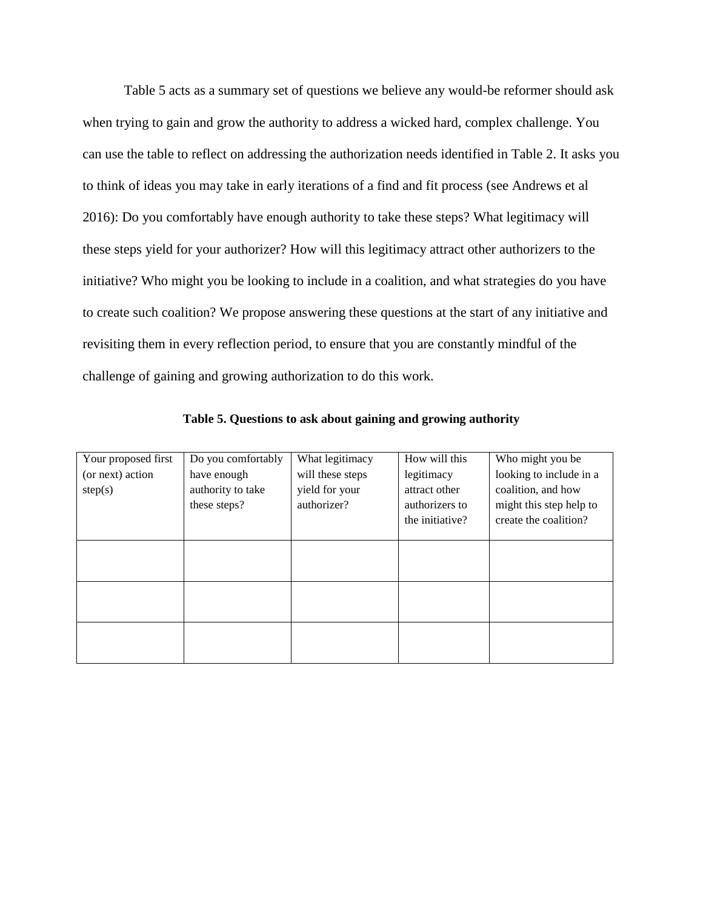Table 5 acts as a summary set of questions we believe any would-be reformer should ask when trying to gain and grow the authority to address a wicked hard, complex challenge. You can use the table to reflect on addressing the authorization needs identified in Table 2. It asks you to think of ideas you may take in early iterations of a find and fit process (see Andrews et al 2016): Do you comfortably have enough authority to take these steps? What legitimacy will these steps yield for your authorizer? How will this legitimacy attract other authorizers to the initiative? Who might you be looking to include in a coalition, and what strategies do you have to create such coalition? We propose answering these questions at the start of any initiative and revisiting them in every reflection period, to ensure that you are constantly mindful of the challenge of gaining and growing authorization to do this work.

**Table 5. Questions to ask about gaining and growing authority**

| Your proposed first (or next) action step(s) | Do you comfortably have enough authority to take these steps? | What legitimacy will these steps yield for your authorizer? | How will this legitimacy attract other authorizers to the initiative? | Who might you be looking to include in a coalition, and how might this step help to create the coalition? |
|---|---|---|---|---|
| | | | | |
| | | | | |
| | | | | |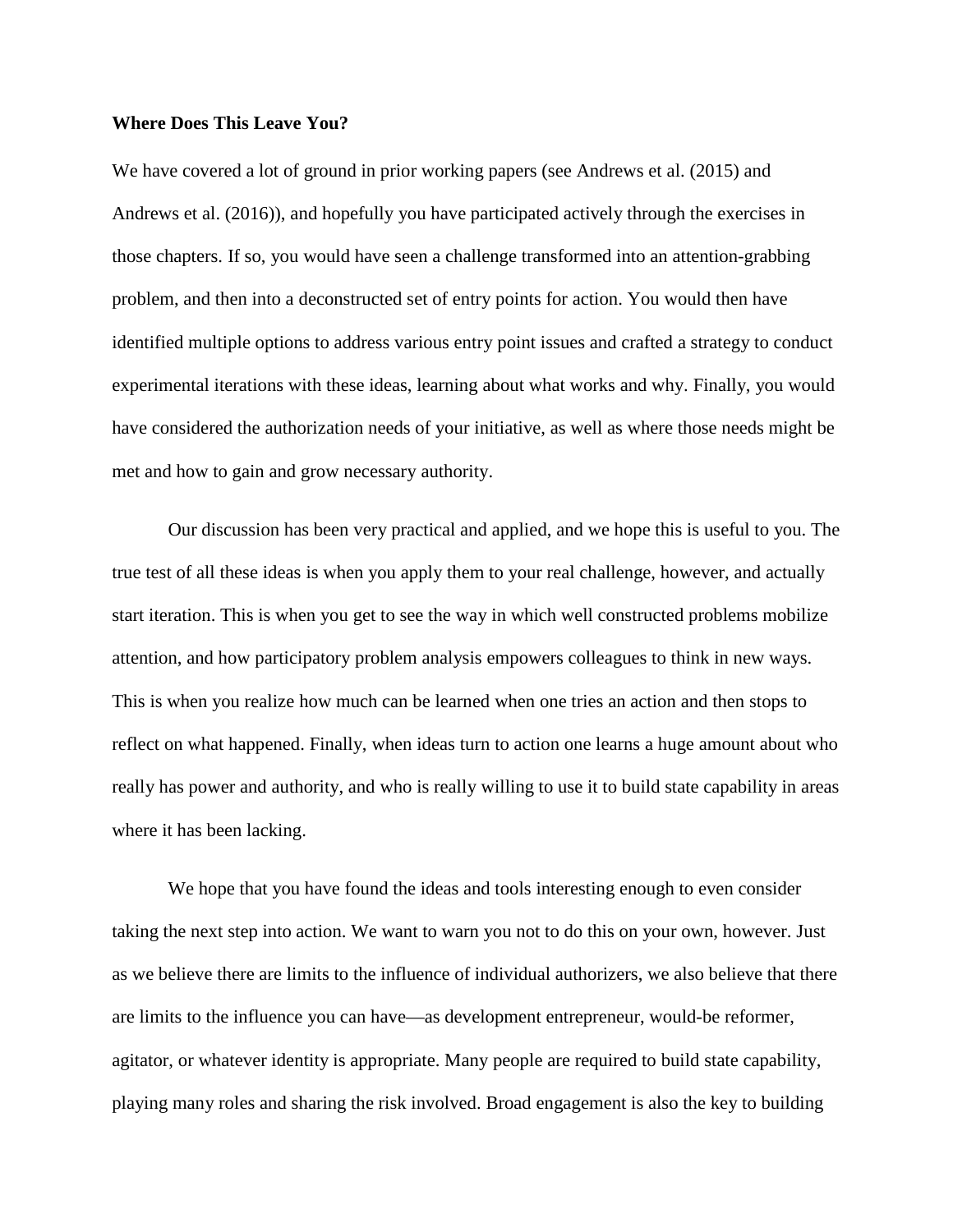**Where Does This Leave You?**

We have covered a lot of ground in prior working papers (see Andrews et al. (2015) and Andrews et al. (2016)), and hopefully you have participated actively through the exercises in those chapters. If so, you would have seen a challenge transformed into an attention-grabbing problem, and then into a deconstructed set of entry points for action. You would then have identified multiple options to address various entry point issues and crafted a strategy to conduct experimental iterations with these ideas, learning about what works and why. Finally, you would have considered the authorization needs of your initiative, as well as where those needs might be met and how to gain and grow necessary authority.

Our discussion has been very practical and applied, and we hope this is useful to you. The true test of all these ideas is when you apply them to your real challenge, however, and actually start iteration. This is when you get to see the way in which well constructed problems mobilize attention, and how participatory problem analysis empowers colleagues to think in new ways. This is when you realize how much can be learned when one tries an action and then stops to reflect on what happened. Finally, when ideas turn to action one learns a huge amount about who really has power and authority, and who is really willing to use it to build state capability in areas where it has been lacking.

We hope that you have found the ideas and tools interesting enough to even consider taking the next step into action. We want to warn you not to do this on your own, however. Just as we believe there are limits to the influence of individual authorizers, we also believe that there are limits to the influence you can have—as development entrepreneur, would-be reformer, agitator, or whatever identity is appropriate. Many people are required to build state capability, playing many roles and sharing the risk involved. Broad engagement is also the key to building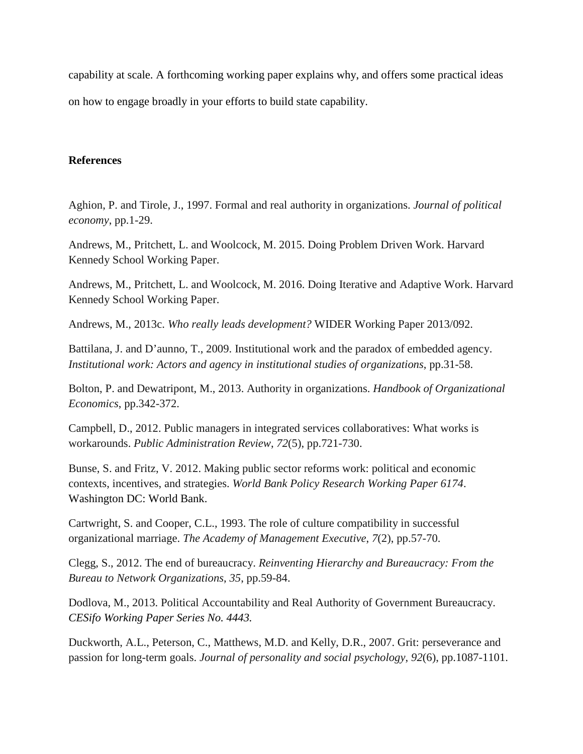capability at scale. A forthcoming working paper explains why, and offers some practical ideas on how to engage broadly in your efforts to build state capability.

## References

Aghion, P. and Tirole, J., 1997. Formal and real authority in organizations. *Journal of political economy*, pp.1-29.

Andrews, M., Pritchett, L. and Woolcock, M. 2015. Doing Problem Driven Work. Harvard Kennedy School Working Paper.

Andrews, M., Pritchett, L. and Woolcock, M. 2016. Doing Iterative and Adaptive Work. Harvard Kennedy School Working Paper.

Andrews, M., 2013c. *Who really leads development?* WIDER Working Paper 2013/092.

Battilana, J. and D'aunno, T., 2009. Institutional work and the paradox of embedded agency. *Institutional work: Actors and agency in institutional studies of organizations*, pp.31-58.

Bolton, P. and Dewatripont, M., 2013. Authority in organizations. *Handbook of Organizational Economics*, pp.342-372.

Campbell, D., 2012. Public managers in integrated services collaboratives: What works is workarounds. *Public Administration Review*, *72*(5), pp.721-730.

Bunse, S. and Fritz, V. 2012. Making public sector reforms work: political and economic contexts, incentives, and strategies. *World Bank Policy Research Working Paper 6174*. Washington DC: World Bank.

Cartwright, S. and Cooper, C.L., 1993. The role of culture compatibility in successful organizational marriage. *The Academy of Management Executive*, *7*(2), pp.57-70.

Clegg, S., 2012. The end of bureaucracy. *Reinventing Hierarchy and Bureaucracy: From the Bureau to Network Organizations*, *35*, pp.59-84.

Dodlova, M., 2013. Political Accountability and Real Authority of Government Bureaucracy. *CESifo Working Paper Series No. 4443.*

Duckworth, A.L., Peterson, C., Matthews, M.D. and Kelly, D.R., 2007. Grit: perseverance and passion for long-term goals. *Journal of personality and social psychology*, *92*(6), pp.1087-1101.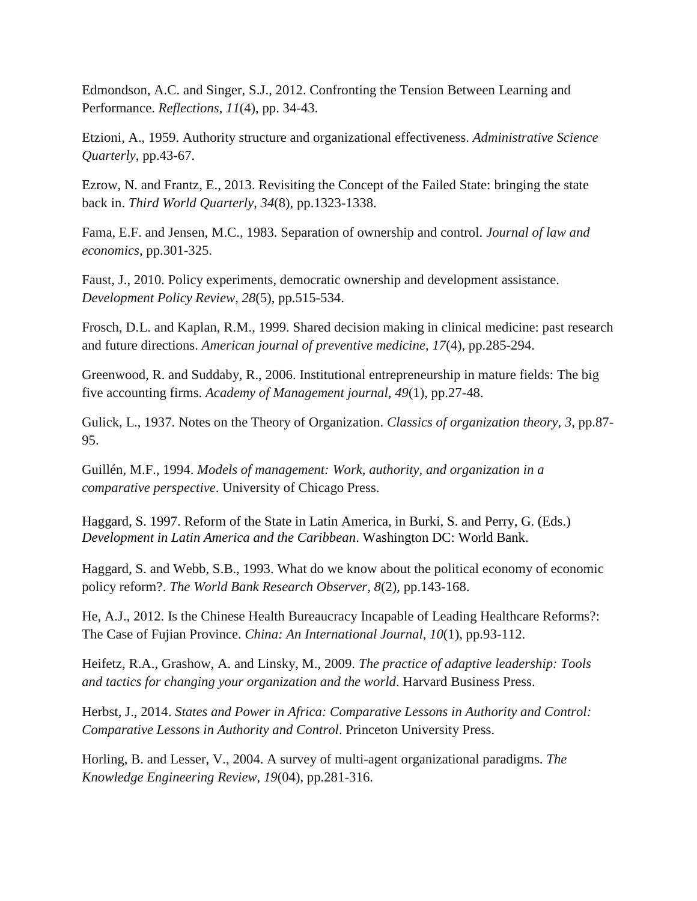Edmondson, A.C. and Singer, S.J., 2012. Confronting the Tension Between Learning and Performance. *Reflections*, *11*(4), pp. 34-43.

Etzioni, A., 1959. Authority structure and organizational effectiveness. *Administrative Science Quarterly*, pp.43-67.

Ezrow, N. and Frantz, E., 2013. Revisiting the Concept of the Failed State: bringing the state back in. *Third World Quarterly*, *34*(8), pp.1323-1338.

Fama, E.F. and Jensen, M.C., 1983. Separation of ownership and control. *Journal of law and economics*, pp.301-325.

Faust, J., 2010. Policy experiments, democratic ownership and development assistance. *Development Policy Review*, *28*(5), pp.515-534.

Frosch, D.L. and Kaplan, R.M., 1999. Shared decision making in clinical medicine: past research and future directions. *American journal of preventive medicine*, *17*(4), pp.285-294.

Greenwood, R. and Suddaby, R., 2006. Institutional entrepreneurship in mature fields: The big five accounting firms. *Academy of Management journal*, *49*(1), pp.27-48.

Gulick, L., 1937. Notes on the Theory of Organization. *Classics of organization theory*, *3*, pp.87-95.

Guillén, M.F., 1994. *Models of management: Work, authority, and organization in a comparative perspective*. University of Chicago Press.

Haggard, S. 1997. Reform of the State in Latin America, in Burki, S. and Perry, G. (Eds.) *Development in Latin America and the Caribbean*. Washington DC: World Bank.

Haggard, S. and Webb, S.B., 1993. What do we know about the political economy of economic policy reform?. *The World Bank Research Observer*, *8*(2), pp.143-168.

He, A.J., 2012. Is the Chinese Health Bureaucracy Incapable of Leading Healthcare Reforms?: The Case of Fujian Province. *China: An International Journal*, *10*(1), pp.93-112.

Heifetz, R.A., Grashow, A. and Linsky, M., 2009. *The practice of adaptive leadership: Tools and tactics for changing your organization and the world*. Harvard Business Press.

Herbst, J., 2014. *States and Power in Africa: Comparative Lessons in Authority and Control: Comparative Lessons in Authority and Control*. Princeton University Press.

Horling, B. and Lesser, V., 2004. A survey of multi-agent organizational paradigms. *The Knowledge Engineering Review*, *19*(04), pp.281-316.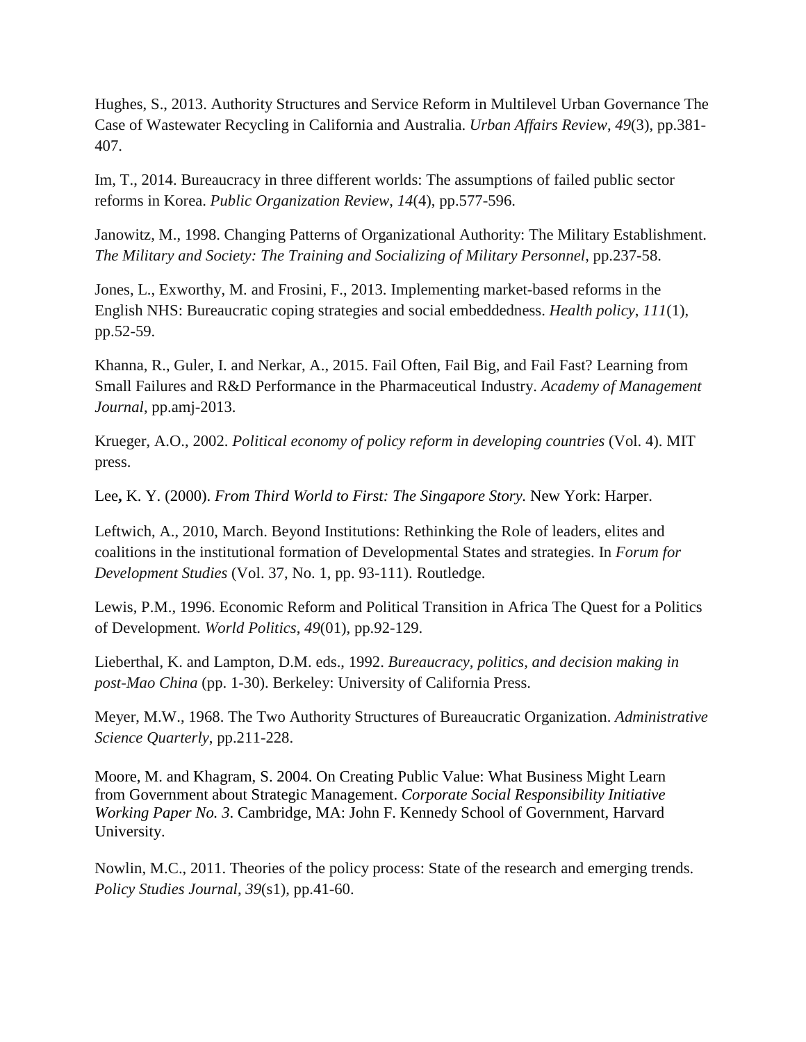Hughes, S., 2013. Authority Structures and Service Reform in Multilevel Urban Governance The Case of Wastewater Recycling in California and Australia. *Urban Affairs Review*, *49*(3), pp.381-407.

Im, T., 2014. Bureaucracy in three different worlds: The assumptions of failed public sector reforms in Korea. *Public Organization Review*, *14*(4), pp.577-596.

Janowitz, M., 1998. Changing Patterns of Organizational Authority: The Military Establishment. *The Military and Society: The Training and Socializing of Military Personnel*, pp.237-58.

Jones, L., Exworthy, M. and Frosini, F., 2013. Implementing market-based reforms in the English NHS: Bureaucratic coping strategies and social embeddedness. *Health policy*, *111*(1), pp.52-59.

Khanna, R., Guler, I. and Nerkar, A., 2015. Fail Often, Fail Big, and Fail Fast? Learning from Small Failures and R&D Performance in the Pharmaceutical Industry. *Academy of Management Journal*, pp.amj-2013.

Krueger, A.O., 2002. *Political economy of policy reform in developing countries* (Vol. 4). MIT press.

Lee**,** K. Y. (2000). *From Third World to First: The Singapore Story.* New York: Harper.

Leftwich, A., 2010, March. Beyond Institutions: Rethinking the Role of leaders, elites and coalitions in the institutional formation of Developmental States and strategies. In *Forum for Development Studies* (Vol. 37, No. 1, pp. 93-111). Routledge.

Lewis, P.M., 1996. Economic Reform and Political Transition in Africa The Quest for a Politics of Development. *World Politics*, *49*(01), pp.92-129.

Lieberthal, K. and Lampton, D.M. eds., 1992. *Bureaucracy, politics, and decision making in post-Mao China* (pp. 1-30). Berkeley: University of California Press.

Meyer, M.W., 1968. The Two Authority Structures of Bureaucratic Organization. *Administrative Science Quarterly*, pp.211-228.

Moore, M. and Khagram, S. 2004. On Creating Public Value: What Business Might Learn from Government about Strategic Management. *Corporate Social Responsibility Initiative Working Paper No. 3*. Cambridge, MA: John F. Kennedy School of Government, Harvard University.

Nowlin, M.C., 2011. Theories of the policy process: State of the research and emerging trends. *Policy Studies Journal*, *39*(s1), pp.41-60.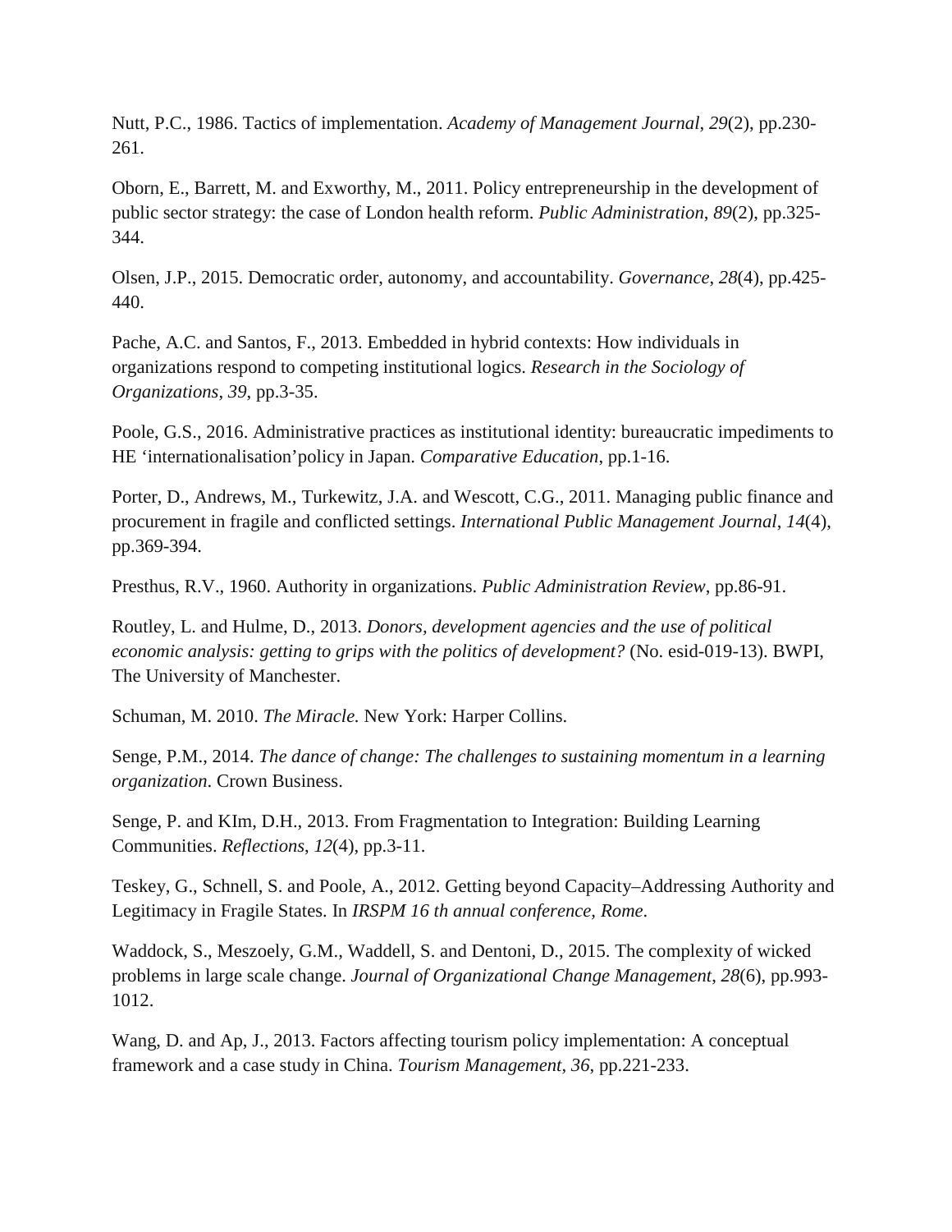Nutt, P.C., 1986. Tactics of implementation. *Academy of Management Journal*, *29*(2), pp.230-261.

Oborn, E., Barrett, M. and Exworthy, M., 2011. Policy entrepreneurship in the development of public sector strategy: the case of London health reform. *Public Administration*, *89*(2), pp.325-344.

Olsen, J.P., 2015. Democratic order, autonomy, and accountability. *Governance*, *28*(4), pp.425-440.

Pache, A.C. and Santos, F., 2013. Embedded in hybrid contexts: How individuals in organizations respond to competing institutional logics. *Research in the Sociology of Organizations*, *39*, pp.3-35.

Poole, G.S., 2016. Administrative practices as institutional identity: bureaucratic impediments to HE 'internationalisation'policy in Japan. *Comparative Education*, pp.1-16.

Porter, D., Andrews, M., Turkewitz, J.A. and Wescott, C.G., 2011. Managing public finance and procurement in fragile and conflicted settings. *International Public Management Journal*, *14*(4), pp.369-394.

Presthus, R.V., 1960. Authority in organizations. *Public Administration Review*, pp.86-91.

Routley, L. and Hulme, D., 2013. *Donors, development agencies and the use of political economic analysis: getting to grips with the politics of development?* (No. esid-019-13). BWPI, The University of Manchester.

Schuman, M. 2010. *The Miracle.* New York: Harper Collins.

Senge, P.M., 2014. *The dance of change: The challenges to sustaining momentum in a learning organization*. Crown Business.

Senge, P. and KIm, D.H., 2013. From Fragmentation to Integration: Building Learning Communities. *Reflections*, *12*(4), pp.3-11.

Teskey, G., Schnell, S. and Poole, A., 2012. Getting beyond Capacity–Addressing Authority and Legitimacy in Fragile States. In *IRSPM 16 th annual conference, Rome*.

Waddock, S., Meszoely, G.M., Waddell, S. and Dentoni, D., 2015. The complexity of wicked problems in large scale change. *Journal of Organizational Change Management*, *28*(6), pp.993-1012.

Wang, D. and Ap, J., 2013. Factors affecting tourism policy implementation: A conceptual framework and a case study in China. *Tourism Management*, *36*, pp.221-233.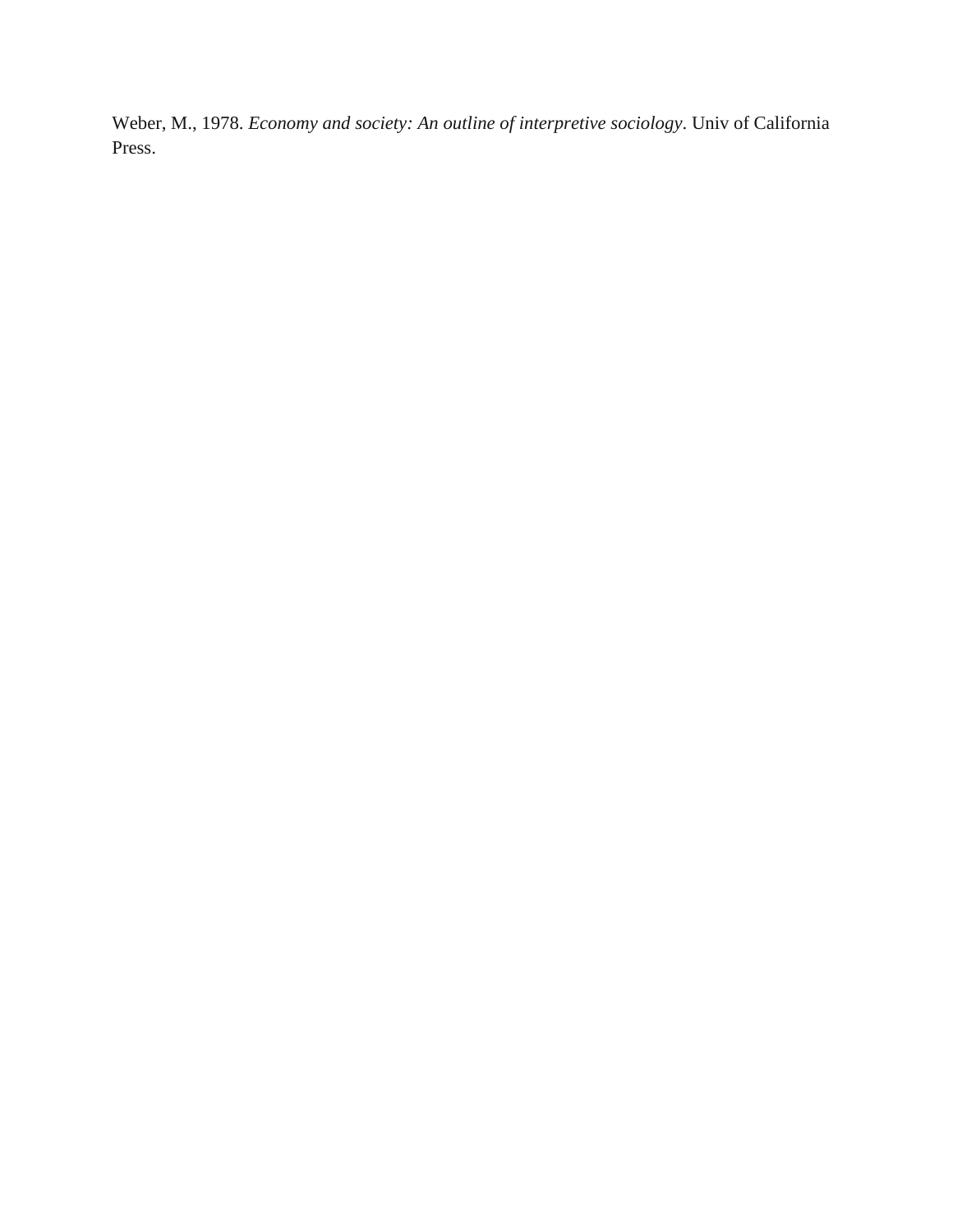Weber, M., 1978. *Economy and society: An outline of interpretive sociology*. Univ of California Press.